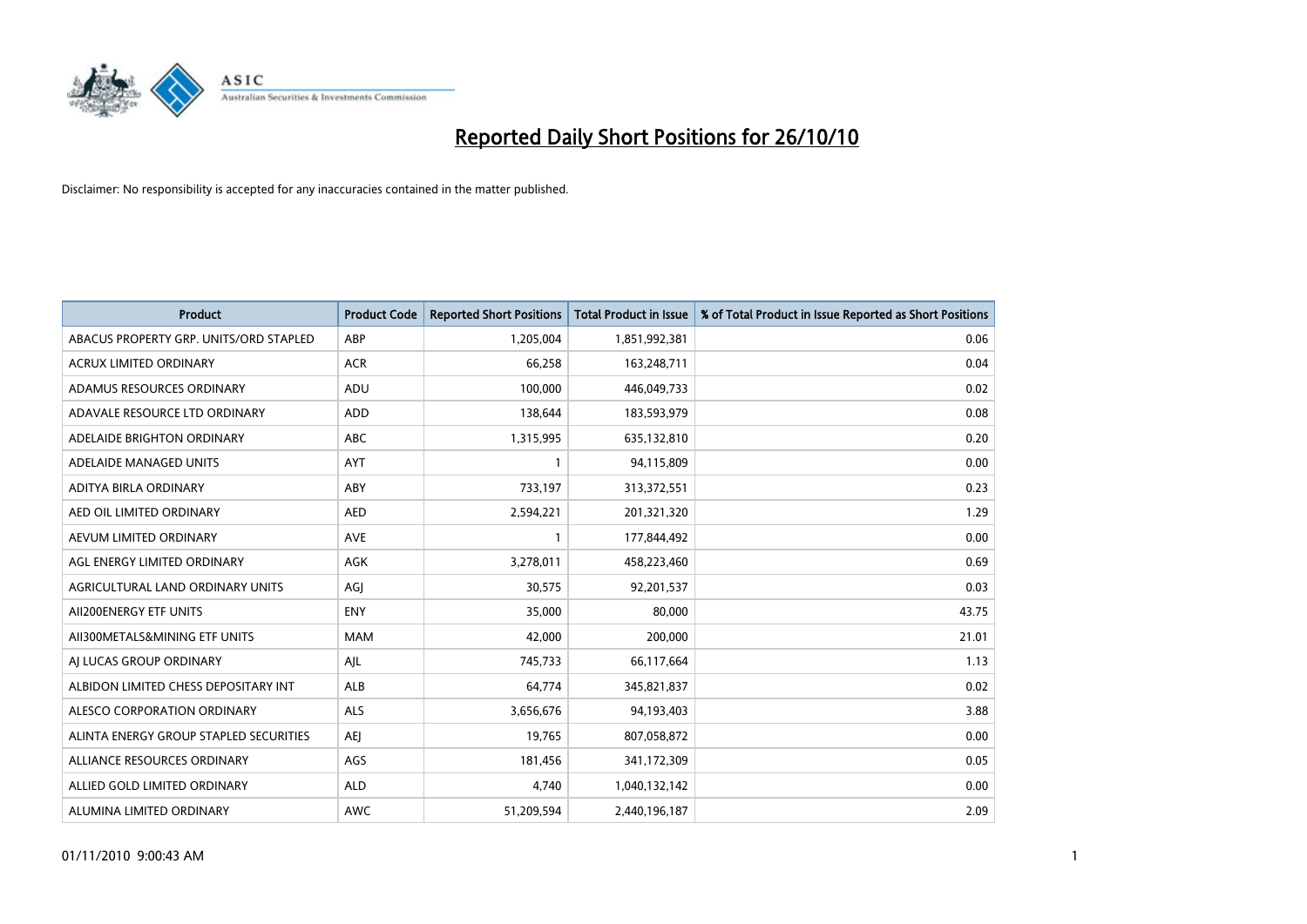# Reported Daily Short Positions for 26/10/10

Disclaimer: No responsibility is accepted for any inaccuracies contained in the matter published.

| Product | Product Code | Reported Short Positions | Total Product in Issue | % of Total Product in Issue Reported as Short Positions |
|---|---|---|---|---|
| ABACUS PROPERTY GRP. UNITS/ORD STAPLED | ABP | 1,205,004 | 1,851,992,381 | 0.06 |
| ACRUX LIMITED ORDINARY | ACR | 66,258 | 163,248,711 | 0.04 |
| ADAMUS RESOURCES ORDINARY | ADU | 100,000 | 446,049,733 | 0.02 |
| ADAVALE RESOURCE LTD ORDINARY | ADD | 138,644 | 183,593,979 | 0.08 |
| ADELAIDE BRIGHTON ORDINARY | ABC | 1,315,995 | 635,132,810 | 0.20 |
| ADELAIDE MANAGED UNITS | AYT | 1 | 94,115,809 | 0.00 |
| ADITYA BIRLA ORDINARY | ABY | 733,197 | 313,372,551 | 0.23 |
| AED OIL LIMITED ORDINARY | AED | 2,594,221 | 201,321,320 | 1.29 |
| AEVUM LIMITED ORDINARY | AVE | 1 | 177,844,492 | 0.00 |
| AGL ENERGY LIMITED ORDINARY | AGK | 3,278,011 | 458,223,460 | 0.69 |
| AGRICULTURAL LAND ORDINARY UNITS | AGJ | 30,575 | 92,201,537 | 0.03 |
| AII200ENERGY ETF UNITS | ENY | 35,000 | 80,000 | 43.75 |
| AII300METALS&MINING ETF UNITS | MAM | 42,000 | 200,000 | 21.01 |
| AJ LUCAS GROUP ORDINARY | AJL | 745,733 | 66,117,664 | 1.13 |
| ALBIDON LIMITED CHESS DEPOSITARY INT | ALB | 64,774 | 345,821,837 | 0.02 |
| ALESCO CORPORATION ORDINARY | ALS | 3,656,676 | 94,193,403 | 3.88 |
| ALINTA ENERGY GROUP STAPLED SECURITIES | AEJ | 19,765 | 807,058,872 | 0.00 |
| ALLIANCE RESOURCES ORDINARY | AGS | 181,456 | 341,172,309 | 0.05 |
| ALLIED GOLD LIMITED ORDINARY | ALD | 4,740 | 1,040,132,142 | 0.00 |
| ALUMINA LIMITED ORDINARY | AWC | 51,209,594 | 2,440,196,187 | 2.09 |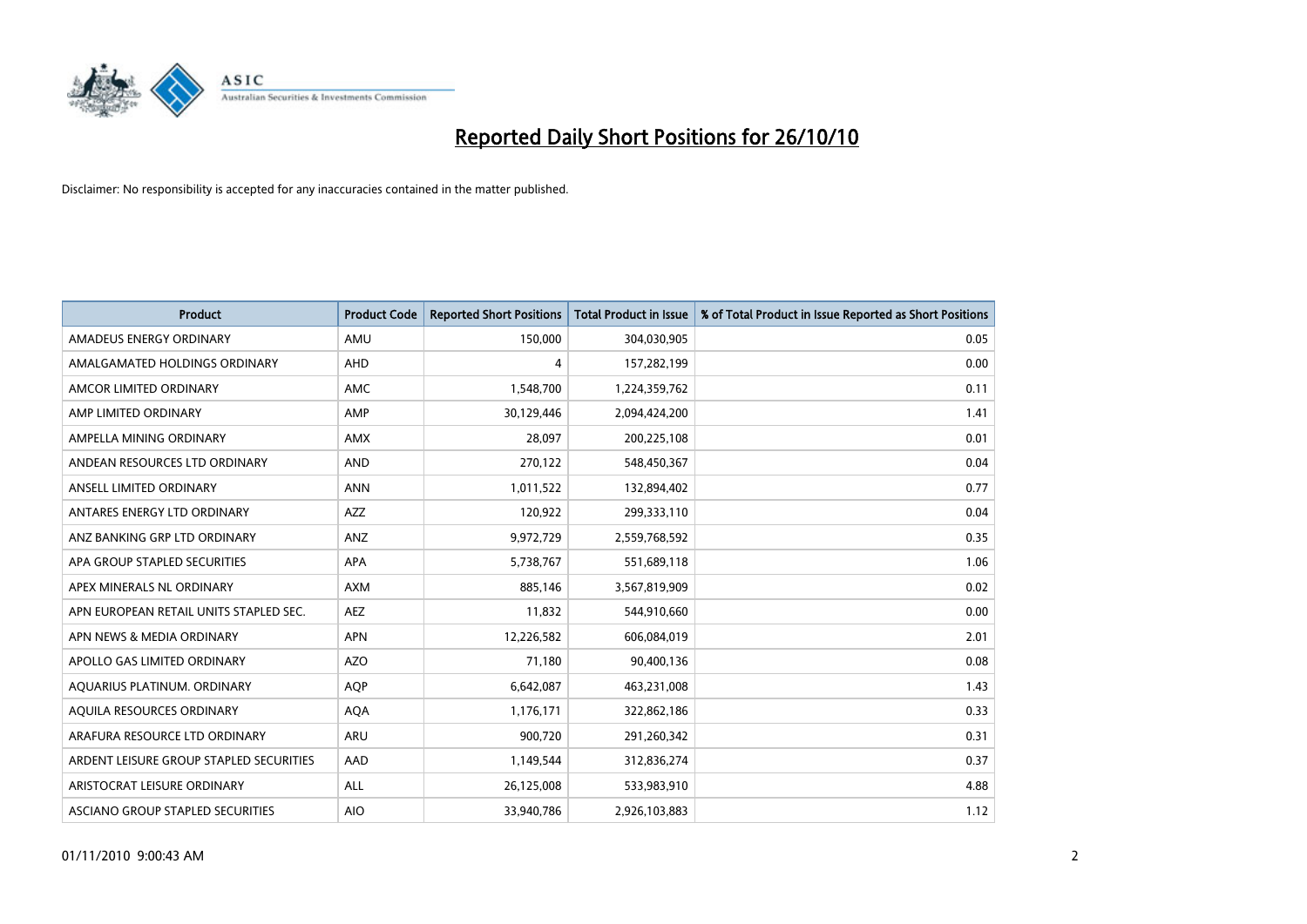# Reported Daily Short Positions for 26/10/10

Disclaimer: No responsibility is accepted for any inaccuracies contained in the matter published.

| Product | Product Code | Reported Short Positions | Total Product in Issue | % of Total Product in Issue Reported as Short Positions |
|---|---|---|---|---|
| AMADEUS ENERGY ORDINARY | AMU | 150,000 | 304,030,905 | 0.05 |
| AMALGAMATED HOLDINGS ORDINARY | AHD | 4 | 157,282,199 | 0.00 |
| AMCOR LIMITED ORDINARY | AMC | 1,548,700 | 1,224,359,762 | 0.11 |
| AMP LIMITED ORDINARY | AMP | 30,129,446 | 2,094,424,200 | 1.41 |
| AMPELLA MINING ORDINARY | AMX | 28,097 | 200,225,108 | 0.01 |
| ANDEAN RESOURCES LTD ORDINARY | AND | 270,122 | 548,450,367 | 0.04 |
| ANSELL LIMITED ORDINARY | ANN | 1,011,522 | 132,894,402 | 0.77 |
| ANTARES ENERGY LTD ORDINARY | AZZ | 120,922 | 299,333,110 | 0.04 |
| ANZ BANKING GRP LTD ORDINARY | ANZ | 9,972,729 | 2,559,768,592 | 0.35 |
| APA GROUP STAPLED SECURITIES | APA | 5,738,767 | 551,689,118 | 1.06 |
| APEX MINERALS NL ORDINARY | AXM | 885,146 | 3,567,819,909 | 0.02 |
| APN EUROPEAN RETAIL UNITS STAPLED SEC. | AEZ | 11,832 | 544,910,660 | 0.00 |
| APN NEWS & MEDIA ORDINARY | APN | 12,226,582 | 606,084,019 | 2.01 |
| APOLLO GAS LIMITED ORDINARY | AZO | 71,180 | 90,400,136 | 0.08 |
| AQUARIUS PLATINUM. ORDINARY | AQP | 6,642,087 | 463,231,008 | 1.43 |
| AQUILA RESOURCES ORDINARY | AQA | 1,176,171 | 322,862,186 | 0.33 |
| ARAFURA RESOURCE LTD ORDINARY | ARU | 900,720 | 291,260,342 | 0.31 |
| ARDENT LEISURE GROUP STAPLED SECURITIES | AAD | 1,149,544 | 312,836,274 | 0.37 |
| ARISTOCRAT LEISURE ORDINARY | ALL | 26,125,008 | 533,983,910 | 4.88 |
| ASCIANO GROUP STAPLED SECURITIES | AIO | 33,940,786 | 2,926,103,883 | 1.12 |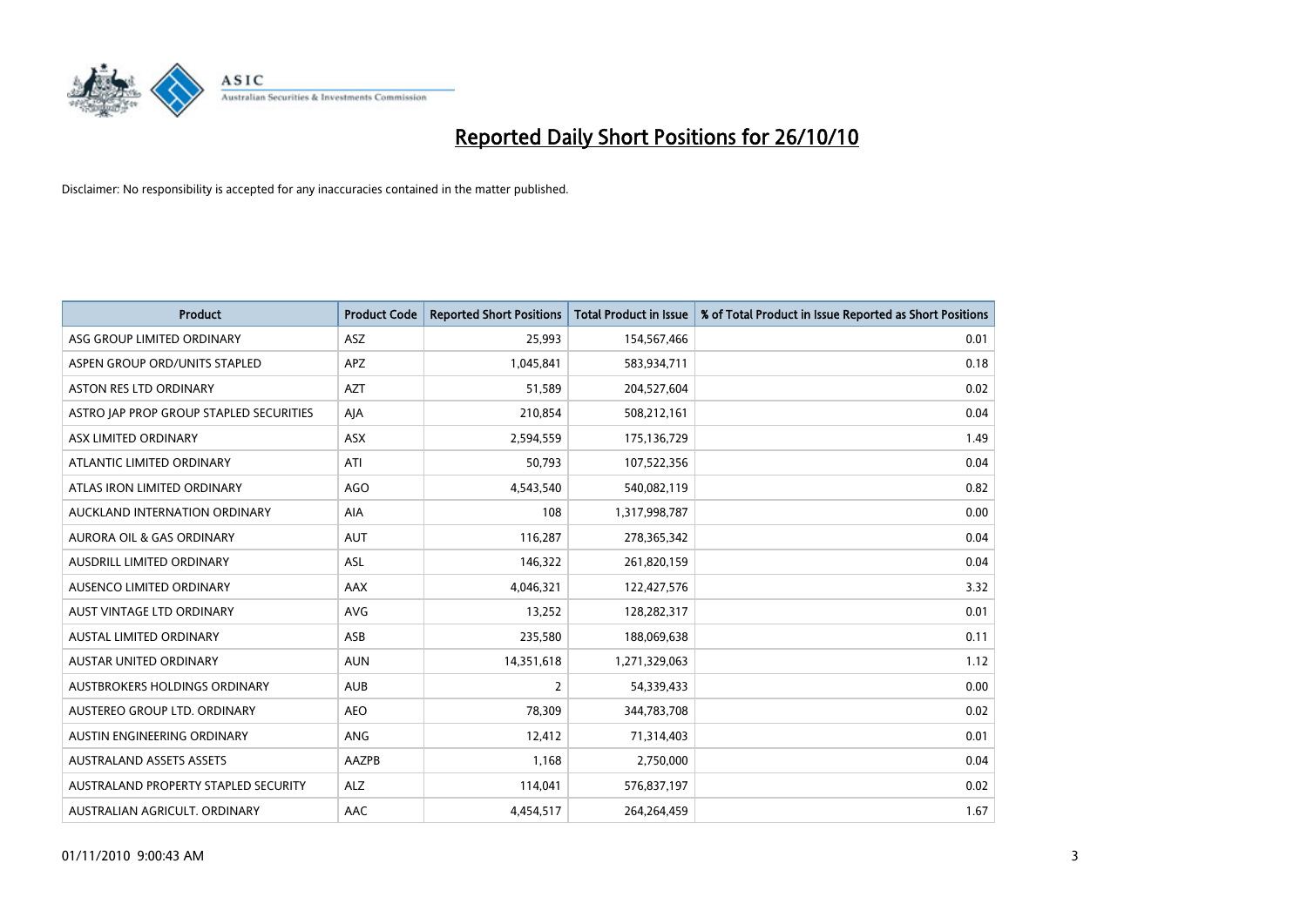# Reported Daily Short Positions for 26/10/10

Disclaimer: No responsibility is accepted for any inaccuracies contained in the matter published.

| Product | Product Code | Reported Short Positions | Total Product in Issue | % of Total Product in Issue Reported as Short Positions |
|---|---|---|---|---|
| ASG GROUP LIMITED ORDINARY | ASZ | 25,993 | 154,567,466 | 0.01 |
| ASPEN GROUP ORD/UNITS STAPLED | APZ | 1,045,841 | 583,934,711 | 0.18 |
| ASTON RES LTD ORDINARY | AZT | 51,589 | 204,527,604 | 0.02 |
| ASTRO JAP PROP GROUP STAPLED SECURITIES | AJA | 210,854 | 508,212,161 | 0.04 |
| ASX LIMITED ORDINARY | ASX | 2,594,559 | 175,136,729 | 1.49 |
| ATLANTIC LIMITED ORDINARY | ATI | 50,793 | 107,522,356 | 0.04 |
| ATLAS IRON LIMITED ORDINARY | AGO | 4,543,540 | 540,082,119 | 0.82 |
| AUCKLAND INTERNATION ORDINARY | AIA | 108 | 1,317,998,787 | 0.00 |
| AURORA OIL & GAS ORDINARY | AUT | 116,287 | 278,365,342 | 0.04 |
| AUSDRILL LIMITED ORDINARY | ASL | 146,322 | 261,820,159 | 0.04 |
| AUSENCO LIMITED ORDINARY | AAX | 4,046,321 | 122,427,576 | 3.32 |
| AUST VINTAGE LTD ORDINARY | AVG | 13,252 | 128,282,317 | 0.01 |
| AUSTAL LIMITED ORDINARY | ASB | 235,580 | 188,069,638 | 0.11 |
| AUSTAR UNITED ORDINARY | AUN | 14,351,618 | 1,271,329,063 | 1.12 |
| AUSTBROKERS HOLDINGS ORDINARY | AUB | 2 | 54,339,433 | 0.00 |
| AUSTEREO GROUP LTD. ORDINARY | AEO | 78,309 | 344,783,708 | 0.02 |
| AUSTIN ENGINEERING ORDINARY | ANG | 12,412 | 71,314,403 | 0.01 |
| AUSTRALAND ASSETS ASSETS | AAZPB | 1,168 | 2,750,000 | 0.04 |
| AUSTRALAND PROPERTY STAPLED SECURITY | ALZ | 114,041 | 576,837,197 | 0.02 |
| AUSTRALIAN AGRICULT. ORDINARY | AAC | 4,454,517 | 264,264,459 | 1.67 |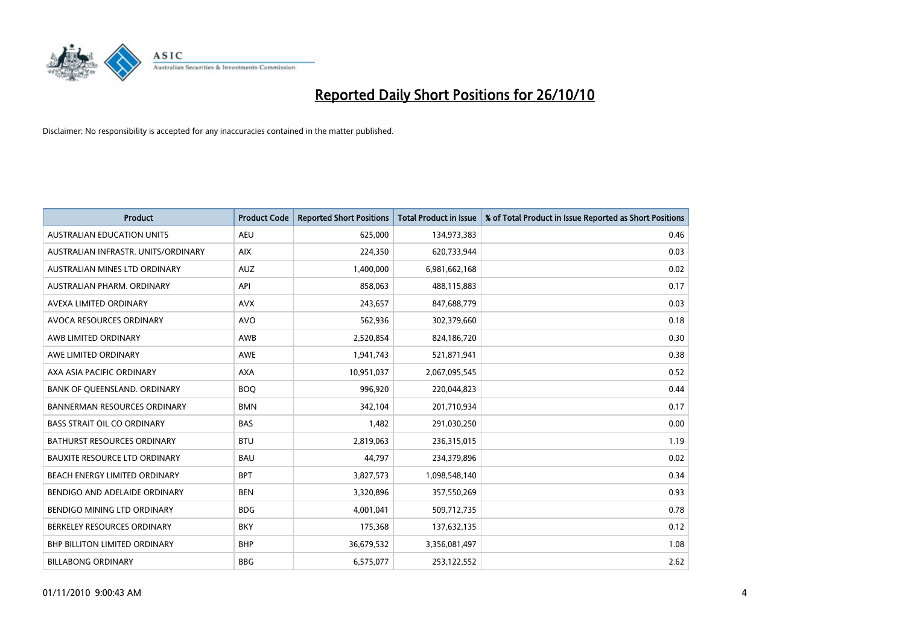# Reported Daily Short Positions for 26/10/10

Disclaimer: No responsibility is accepted for any inaccuracies contained in the matter published.

| Product | Product Code | Reported Short Positions | Total Product in Issue | % of Total Product in Issue Reported as Short Positions |
|---|---|---|---|---|
| AUSTRALIAN EDUCATION UNITS | AEU | 625,000 | 134,973,383 | 0.46 |
| AUSTRALIAN INFRASTR. UNITS/ORDINARY | AIX | 224,350 | 620,733,944 | 0.03 |
| AUSTRALIAN MINES LTD ORDINARY | AUZ | 1,400,000 | 6,981,662,168 | 0.02 |
| AUSTRALIAN PHARM. ORDINARY | API | 858,063 | 488,115,883 | 0.17 |
| AVEXA LIMITED ORDINARY | AVX | 243,657 | 847,688,779 | 0.03 |
| AVOCA RESOURCES ORDINARY | AVO | 562,936 | 302,379,660 | 0.18 |
| AWB LIMITED ORDINARY | AWB | 2,520,854 | 824,186,720 | 0.30 |
| AWE LIMITED ORDINARY | AWE | 1,941,743 | 521,871,941 | 0.38 |
| AXA ASIA PACIFIC ORDINARY | AXA | 10,951,037 | 2,067,095,545 | 0.52 |
| BANK OF QUEENSLAND. ORDINARY | BOQ | 996,920 | 220,044,823 | 0.44 |
| BANNERMAN RESOURCES ORDINARY | BMN | 342,104 | 201,710,934 | 0.17 |
| BASS STRAIT OIL CO ORDINARY | BAS | 1,482 | 291,030,250 | 0.00 |
| BATHURST RESOURCES ORDINARY | BTU | 2,819,063 | 236,315,015 | 1.19 |
| BAUXITE RESOURCE LTD ORDINARY | BAU | 44,797 | 234,379,896 | 0.02 |
| BEACH ENERGY LIMITED ORDINARY | BPT | 3,827,573 | 1,098,548,140 | 0.34 |
| BENDIGO AND ADELAIDE ORDINARY | BEN | 3,320,896 | 357,550,269 | 0.93 |
| BENDIGO MINING LTD ORDINARY | BDG | 4,001,041 | 509,712,735 | 0.78 |
| BERKELEY RESOURCES ORDINARY | BKY | 175,368 | 137,632,135 | 0.12 |
| BHP BILLITON LIMITED ORDINARY | BHP | 36,679,532 | 3,356,081,497 | 1.08 |
| BILLABONG ORDINARY | BBG | 6,575,077 | 253,122,552 | 2.62 |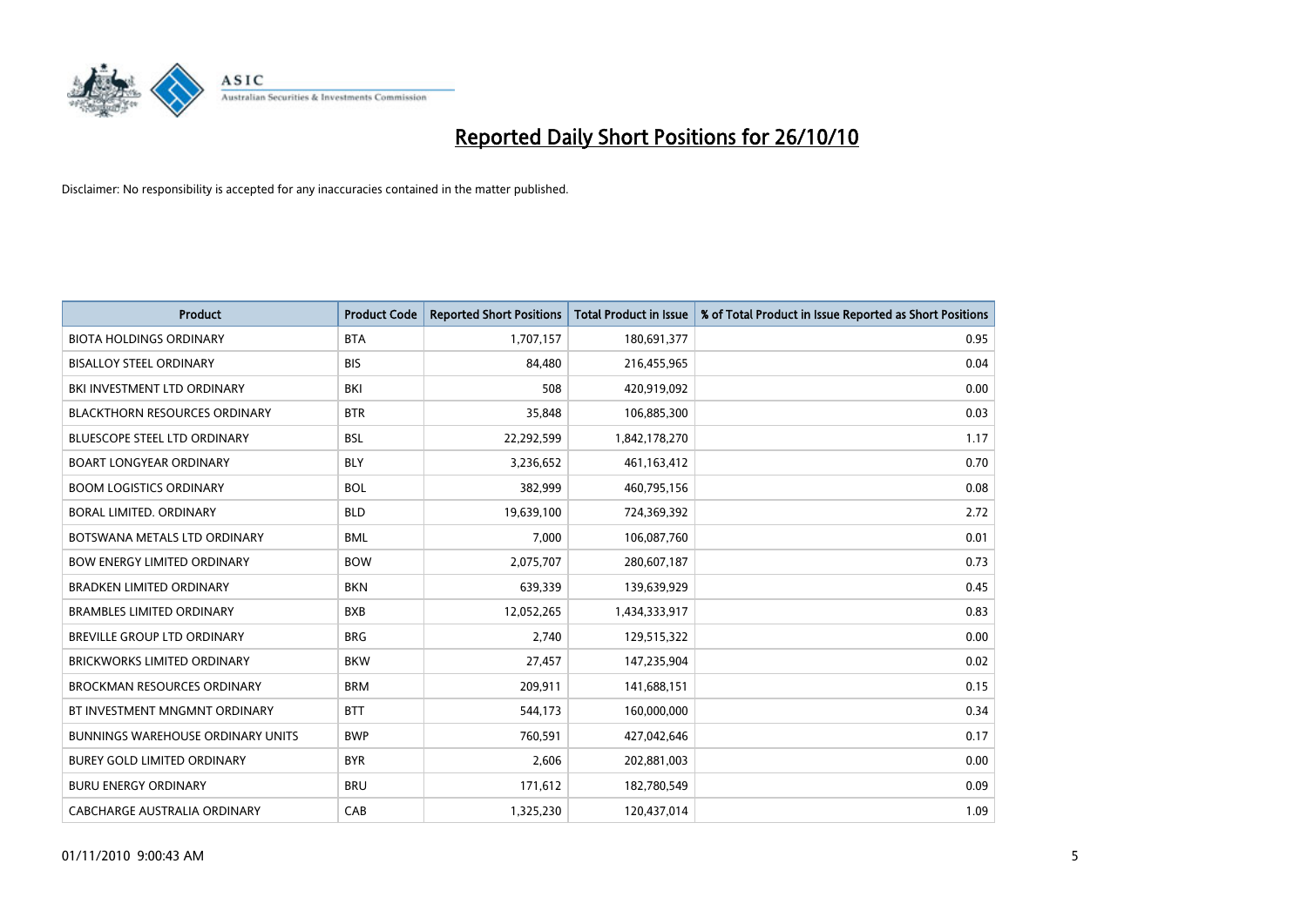# Reported Daily Short Positions for 26/10/10

Disclaimer: No responsibility is accepted for any inaccuracies contained in the matter published.

| Product | Product Code | Reported Short Positions | Total Product in Issue | % of Total Product in Issue Reported as Short Positions |
|---|---|---|---|---|
| BIOTA HOLDINGS ORDINARY | BTA | 1,707,157 | 180,691,377 | 0.95 |
| BISALLOY STEEL ORDINARY | BIS | 84,480 | 216,455,965 | 0.04 |
| BKI INVESTMENT LTD ORDINARY | BKI | 508 | 420,919,092 | 0.00 |
| BLACKTHORN RESOURCES ORDINARY | BTR | 35,848 | 106,885,300 | 0.03 |
| BLUESCOPE STEEL LTD ORDINARY | BSL | 22,292,599 | 1,842,178,270 | 1.17 |
| BOART LONGYEAR ORDINARY | BLY | 3,236,652 | 461,163,412 | 0.70 |
| BOOM LOGISTICS ORDINARY | BOL | 382,999 | 460,795,156 | 0.08 |
| BORAL LIMITED. ORDINARY | BLD | 19,639,100 | 724,369,392 | 2.72 |
| BOTSWANA METALS LTD ORDINARY | BML | 7,000 | 106,087,760 | 0.01 |
| BOW ENERGY LIMITED ORDINARY | BOW | 2,075,707 | 280,607,187 | 0.73 |
| BRADKEN LIMITED ORDINARY | BKN | 639,339 | 139,639,929 | 0.45 |
| BRAMBLES LIMITED ORDINARY | BXB | 12,052,265 | 1,434,333,917 | 0.83 |
| BREVILLE GROUP LTD ORDINARY | BRG | 2,740 | 129,515,322 | 0.00 |
| BRICKWORKS LIMITED ORDINARY | BKW | 27,457 | 147,235,904 | 0.02 |
| BROCKMAN RESOURCES ORDINARY | BRM | 209,911 | 141,688,151 | 0.15 |
| BT INVESTMENT MNGMNT ORDINARY | BTT | 544,173 | 160,000,000 | 0.34 |
| BUNNINGS WAREHOUSE ORDINARY UNITS | BWP | 760,591 | 427,042,646 | 0.17 |
| BUREY GOLD LIMITED ORDINARY | BYR | 2,606 | 202,881,003 | 0.00 |
| BURU ENERGY ORDINARY | BRU | 171,612 | 182,780,549 | 0.09 |
| CABCHARGE AUSTRALIA ORDINARY | CAB | 1,325,230 | 120,437,014 | 1.09 |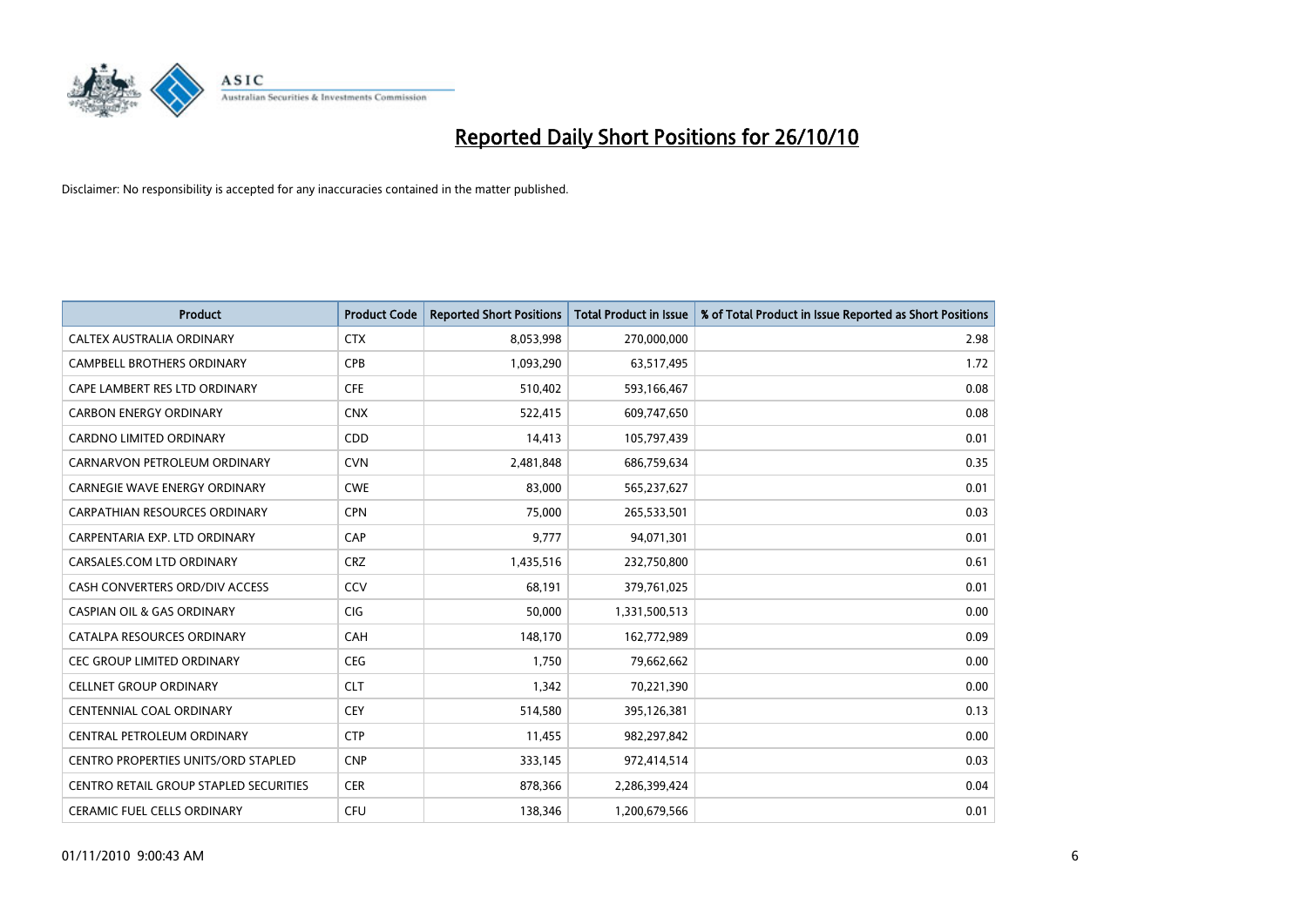# Reported Daily Short Positions for 26/10/10

Disclaimer: No responsibility is accepted for any inaccuracies contained in the matter published.

| Product | Product Code | Reported Short Positions | Total Product in Issue | % of Total Product in Issue Reported as Short Positions |
|---|---|---|---|---|
| CALTEX AUSTRALIA ORDINARY | CTX | 8,053,998 | 270,000,000 | 2.98 |
| CAMPBELL BROTHERS ORDINARY | CPB | 1,093,290 | 63,517,495 | 1.72 |
| CAPE LAMBERT RES LTD ORDINARY | CFE | 510,402 | 593,166,467 | 0.08 |
| CARBON ENERGY ORDINARY | CNX | 522,415 | 609,747,650 | 0.08 |
| CARDNO LIMITED ORDINARY | CDD | 14,413 | 105,797,439 | 0.01 |
| CARNARVON PETROLEUM ORDINARY | CVN | 2,481,848 | 686,759,634 | 0.35 |
| CARNEGIE WAVE ENERGY ORDINARY | CWE | 83,000 | 565,237,627 | 0.01 |
| CARPATHIAN RESOURCES ORDINARY | CPN | 75,000 | 265,533,501 | 0.03 |
| CARPENTARIA EXP. LTD ORDINARY | CAP | 9,777 | 94,071,301 | 0.01 |
| CARSALES.COM LTD ORDINARY | CRZ | 1,435,516 | 232,750,800 | 0.61 |
| CASH CONVERTERS ORD/DIV ACCESS | CCV | 68,191 | 379,761,025 | 0.01 |
| CASPIAN OIL & GAS ORDINARY | CIG | 50,000 | 1,331,500,513 | 0.00 |
| CATALPA RESOURCES ORDINARY | CAH | 148,170 | 162,772,989 | 0.09 |
| CEC GROUP LIMITED ORDINARY | CEG | 1,750 | 79,662,662 | 0.00 |
| CELLNET GROUP ORDINARY | CLT | 1,342 | 70,221,390 | 0.00 |
| CENTENNIAL COAL ORDINARY | CEY | 514,580 | 395,126,381 | 0.13 |
| CENTRAL PETROLEUM ORDINARY | CTP | 11,455 | 982,297,842 | 0.00 |
| CENTRO PROPERTIES UNITS/ORD STAPLED | CNP | 333,145 | 972,414,514 | 0.03 |
| CENTRO RETAIL GROUP STAPLED SECURITIES | CER | 878,366 | 2,286,399,424 | 0.04 |
| CERAMIC FUEL CELLS ORDINARY | CFU | 138,346 | 1,200,679,566 | 0.01 |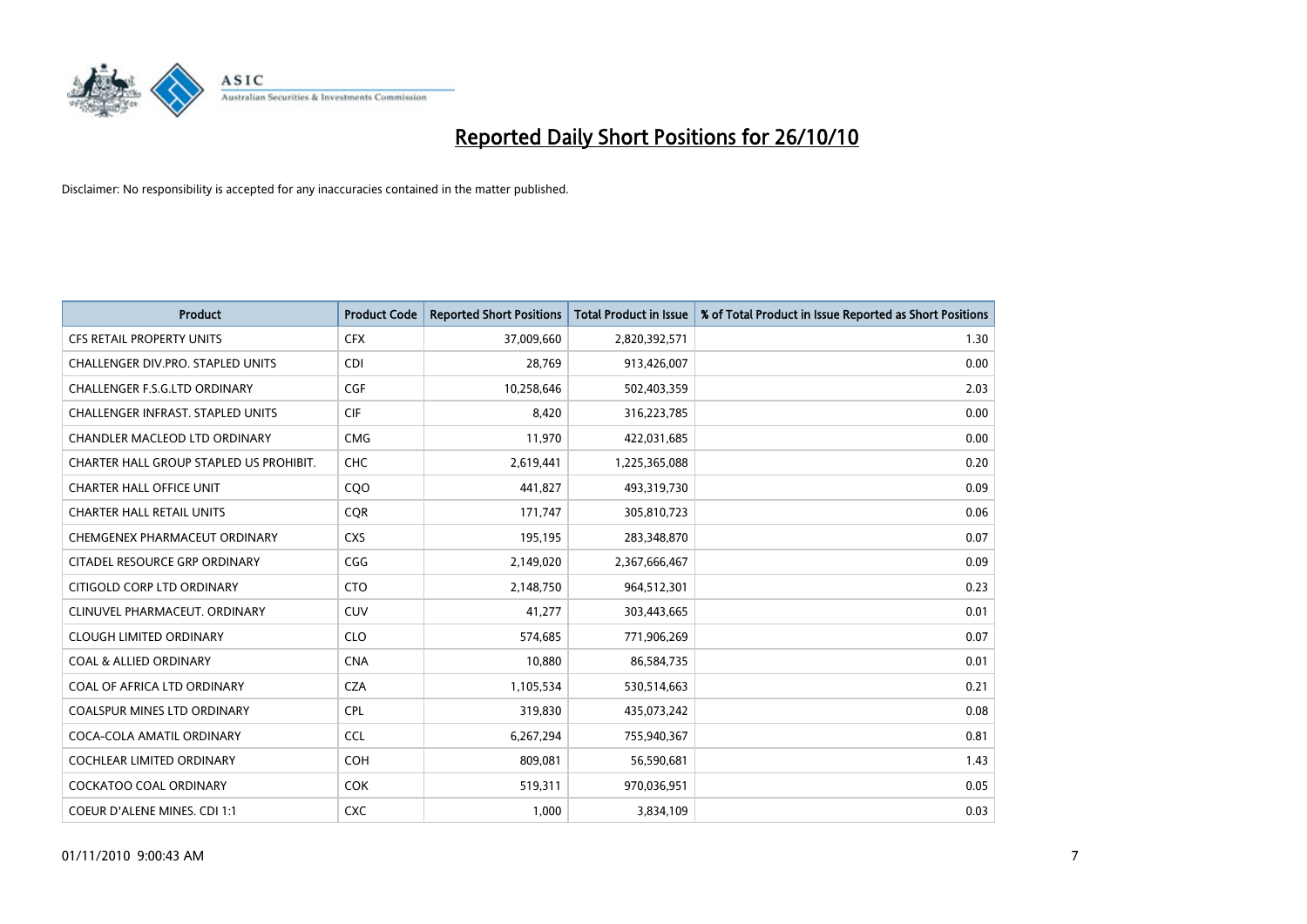# Reported Daily Short Positions for 26/10/10

Disclaimer: No responsibility is accepted for any inaccuracies contained in the matter published.

| Product | Product Code | Reported Short Positions | Total Product in Issue | % of Total Product in Issue Reported as Short Positions |
|---|---|---|---|---|
| CFS RETAIL PROPERTY UNITS | CFX | 37,009,660 | 2,820,392,571 | 1.30 |
| CHALLENGER DIV.PRO. STAPLED UNITS | CDI | 28,769 | 913,426,007 | 0.00 |
| CHALLENGER F.S.G.LTD ORDINARY | CGF | 10,258,646 | 502,403,359 | 2.03 |
| CHALLENGER INFRAST. STAPLED UNITS | CIF | 8,420 | 316,223,785 | 0.00 |
| CHANDLER MACLEOD LTD ORDINARY | CMG | 11,970 | 422,031,685 | 0.00 |
| CHARTER HALL GROUP STAPLED US PROHIBIT. | CHC | 2,619,441 | 1,225,365,088 | 0.20 |
| CHARTER HALL OFFICE UNIT | CQO | 441,827 | 493,319,730 | 0.09 |
| CHARTER HALL RETAIL UNITS | CQR | 171,747 | 305,810,723 | 0.06 |
| CHEMGENEX PHARMACEUT ORDINARY | CXS | 195,195 | 283,348,870 | 0.07 |
| CITADEL RESOURCE GRP ORDINARY | CGG | 2,149,020 | 2,367,666,467 | 0.09 |
| CITIGOLD CORP LTD ORDINARY | CTO | 2,148,750 | 964,512,301 | 0.23 |
| CLINUVEL PHARMACEUT. ORDINARY | CUV | 41,277 | 303,443,665 | 0.01 |
| CLOUGH LIMITED ORDINARY | CLO | 574,685 | 771,906,269 | 0.07 |
| COAL & ALLIED ORDINARY | CNA | 10,880 | 86,584,735 | 0.01 |
| COAL OF AFRICA LTD ORDINARY | CZA | 1,105,534 | 530,514,663 | 0.21 |
| COALSPUR MINES LTD ORDINARY | CPL | 319,830 | 435,073,242 | 0.08 |
| COCA-COLA AMATIL ORDINARY | CCL | 6,267,294 | 755,940,367 | 0.81 |
| COCHLEAR LIMITED ORDINARY | COH | 809,081 | 56,590,681 | 1.43 |
| COCKATOO COAL ORDINARY | COK | 519,311 | 970,036,951 | 0.05 |
| COEUR D'ALENE MINES. CDI 1:1 | CXC | 1,000 | 3,834,109 | 0.03 |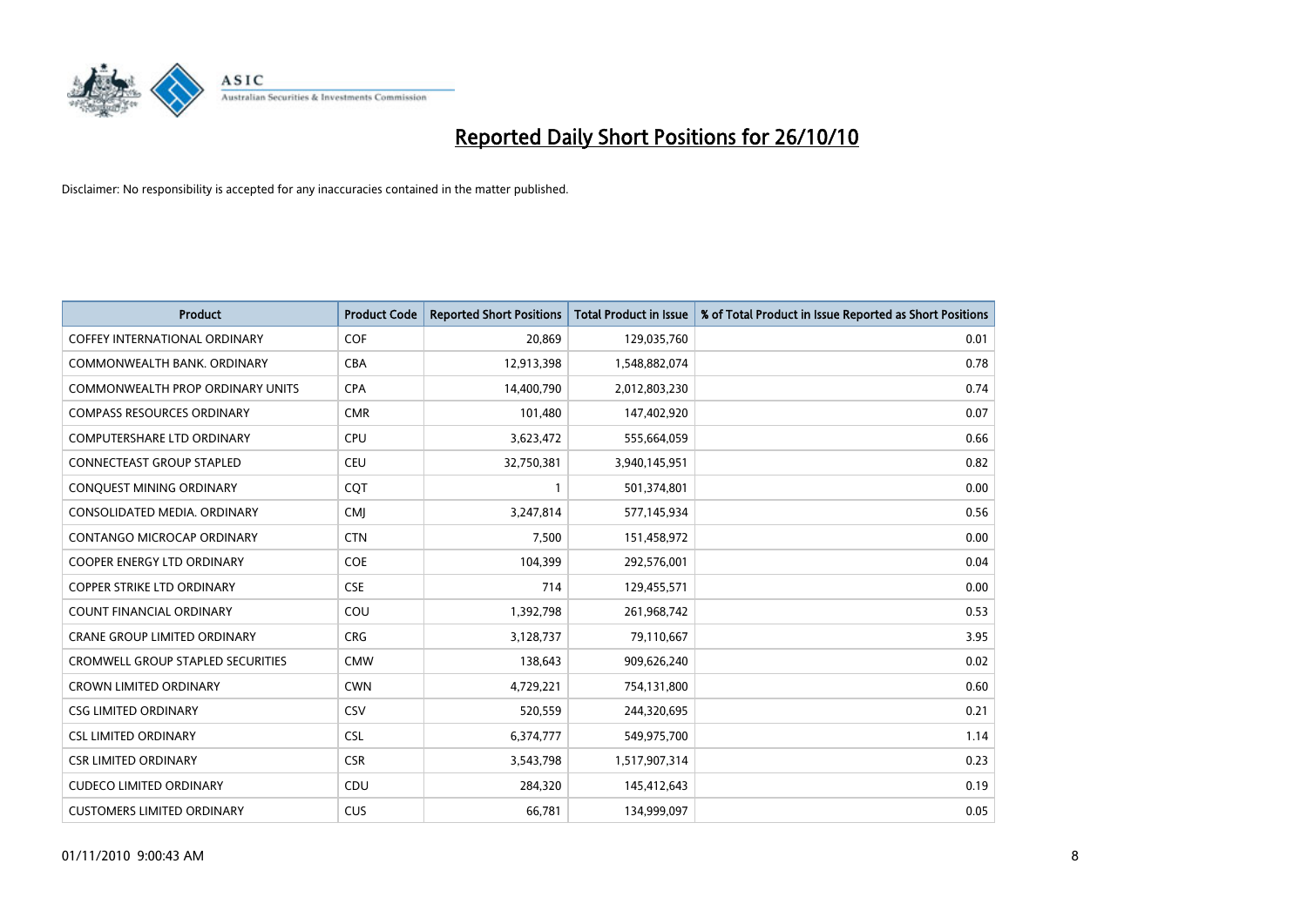# Reported Daily Short Positions for 26/10/10

Disclaimer: No responsibility is accepted for any inaccuracies contained in the matter published.

| Product | Product Code | Reported Short Positions | Total Product in Issue | % of Total Product in Issue Reported as Short Positions |
|---|---|---|---|---|
| COFFEY INTERNATIONAL ORDINARY | COF | 20,869 | 129,035,760 | 0.01 |
| COMMONWEALTH BANK. ORDINARY | CBA | 12,913,398 | 1,548,882,074 | 0.78 |
| COMMONWEALTH PROP ORDINARY UNITS | CPA | 14,400,790 | 2,012,803,230 | 0.74 |
| COMPASS RESOURCES ORDINARY | CMR | 101,480 | 147,402,920 | 0.07 |
| COMPUTERSHARE LTD ORDINARY | CPU | 3,623,472 | 555,664,059 | 0.66 |
| CONNECTEAST GROUP STAPLED | CEU | 32,750,381 | 3,940,145,951 | 0.82 |
| CONQUEST MINING ORDINARY | CQT | 1 | 501,374,801 | 0.00 |
| CONSOLIDATED MEDIA. ORDINARY | CMJ | 3,247,814 | 577,145,934 | 0.56 |
| CONTANGO MICROCAP ORDINARY | CTN | 7,500 | 151,458,972 | 0.00 |
| COOPER ENERGY LTD ORDINARY | COE | 104,399 | 292,576,001 | 0.04 |
| COPPER STRIKE LTD ORDINARY | CSE | 714 | 129,455,571 | 0.00 |
| COUNT FINANCIAL ORDINARY | COU | 1,392,798 | 261,968,742 | 0.53 |
| CRANE GROUP LIMITED ORDINARY | CRG | 3,128,737 | 79,110,667 | 3.95 |
| CROMWELL GROUP STAPLED SECURITIES | CMW | 138,643 | 909,626,240 | 0.02 |
| CROWN LIMITED ORDINARY | CWN | 4,729,221 | 754,131,800 | 0.60 |
| CSG LIMITED ORDINARY | CSV | 520,559 | 244,320,695 | 0.21 |
| CSL LIMITED ORDINARY | CSL | 6,374,777 | 549,975,700 | 1.14 |
| CSR LIMITED ORDINARY | CSR | 3,543,798 | 1,517,907,314 | 0.23 |
| CUDECO LIMITED ORDINARY | CDU | 284,320 | 145,412,643 | 0.19 |
| CUSTOMERS LIMITED ORDINARY | CUS | 66,781 | 134,999,097 | 0.05 |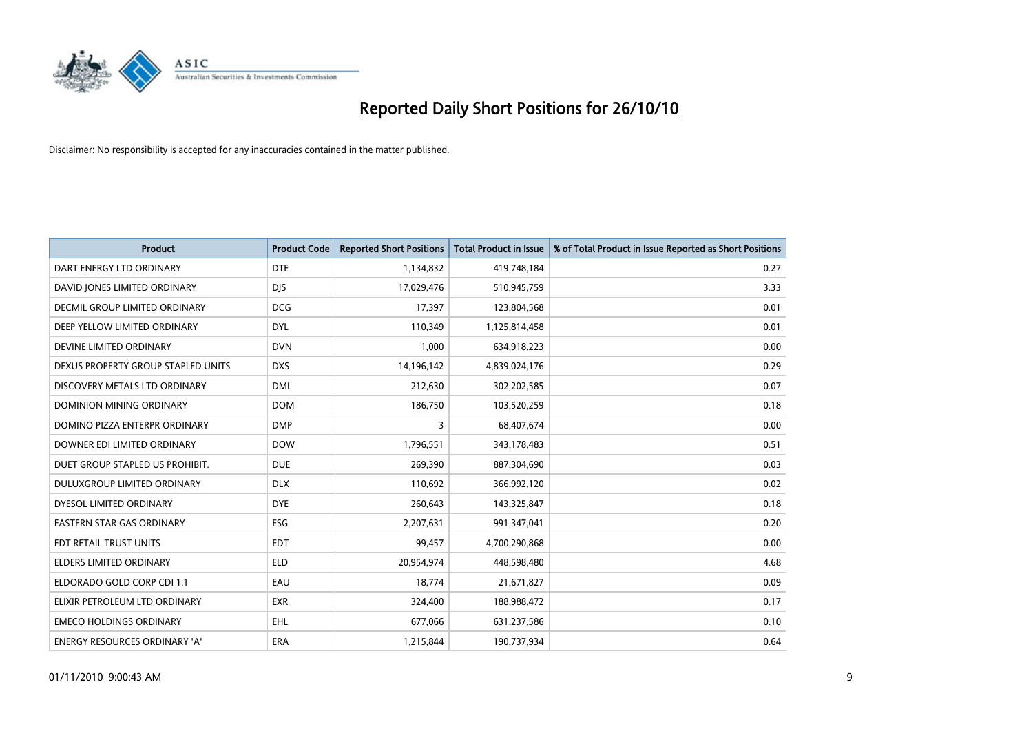# Reported Daily Short Positions for 26/10/10

Disclaimer: No responsibility is accepted for any inaccuracies contained in the matter published.

| Product | Product Code | Reported Short Positions | Total Product in Issue | % of Total Product in Issue Reported as Short Positions |
|---|---|---|---|---|
| DART ENERGY LTD ORDINARY | DTE | 1,134,832 | 419,748,184 | 0.27 |
| DAVID JONES LIMITED ORDINARY | DJS | 17,029,476 | 510,945,759 | 3.33 |
| DECMIL GROUP LIMITED ORDINARY | DCG | 17,397 | 123,804,568 | 0.01 |
| DEEP YELLOW LIMITED ORDINARY | DYL | 110,349 | 1,125,814,458 | 0.01 |
| DEVINE LIMITED ORDINARY | DVN | 1,000 | 634,918,223 | 0.00 |
| DEXUS PROPERTY GROUP STAPLED UNITS | DXS | 14,196,142 | 4,839,024,176 | 0.29 |
| DISCOVERY METALS LTD ORDINARY | DML | 212,630 | 302,202,585 | 0.07 |
| DOMINION MINING ORDINARY | DOM | 186,750 | 103,520,259 | 0.18 |
| DOMINO PIZZA ENTERPR ORDINARY | DMP | 3 | 68,407,674 | 0.00 |
| DOWNER EDI LIMITED ORDINARY | DOW | 1,796,551 | 343,178,483 | 0.51 |
| DUET GROUP STAPLED US PROHIBIT. | DUE | 269,390 | 887,304,690 | 0.03 |
| DULUXGROUP LIMITED ORDINARY | DLX | 110,692 | 366,992,120 | 0.02 |
| DYESOL LIMITED ORDINARY | DYE | 260,643 | 143,325,847 | 0.18 |
| EASTERN STAR GAS ORDINARY | ESG | 2,207,631 | 991,347,041 | 0.20 |
| EDT RETAIL TRUST UNITS | EDT | 99,457 | 4,700,290,868 | 0.00 |
| ELDERS LIMITED ORDINARY | ELD | 20,954,974 | 448,598,480 | 4.68 |
| ELDORADO GOLD CORP CDI 1:1 | EAU | 18,774 | 21,671,827 | 0.09 |
| ELIXIR PETROLEUM LTD ORDINARY | EXR | 324,400 | 188,988,472 | 0.17 |
| EMECO HOLDINGS ORDINARY | EHL | 677,066 | 631,237,586 | 0.10 |
| ENERGY RESOURCES ORDINARY 'A' | ERA | 1,215,844 | 190,737,934 | 0.64 |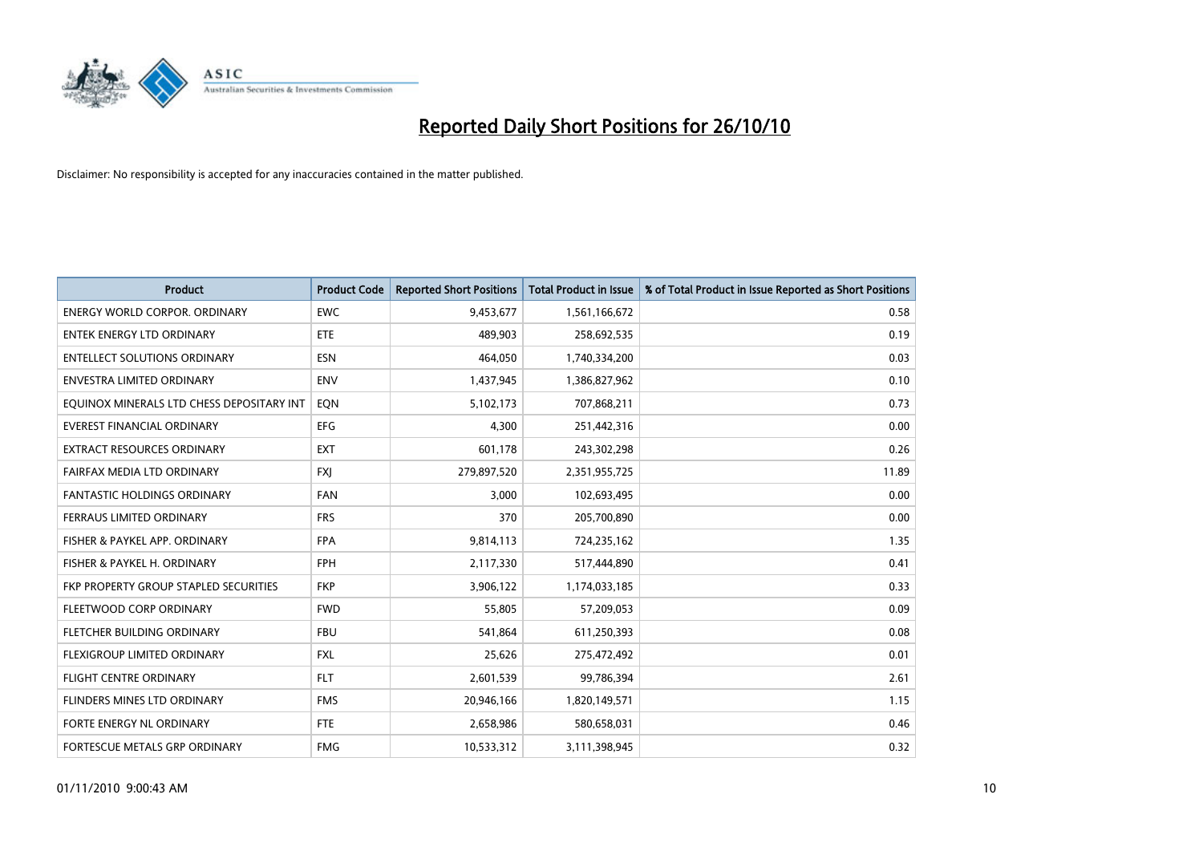# Reported Daily Short Positions for 26/10/10

Disclaimer: No responsibility is accepted for any inaccuracies contained in the matter published.

| Product | Product Code | Reported Short Positions | Total Product in Issue | % of Total Product in Issue Reported as Short Positions |
|---|---|---|---|---|
| ENERGY WORLD CORPOR. ORDINARY | EWC | 9,453,677 | 1,561,166,672 | 0.58 |
| ENTEK ENERGY LTD ORDINARY | ETE | 489,903 | 258,692,535 | 0.19 |
| ENTELLECT SOLUTIONS ORDINARY | ESN | 464,050 | 1,740,334,200 | 0.03 |
| ENVESTRA LIMITED ORDINARY | ENV | 1,437,945 | 1,386,827,962 | 0.10 |
| EQUINOX MINERALS LTD CHESS DEPOSITARY INT | EQN | 5,102,173 | 707,868,211 | 0.73 |
| EVEREST FINANCIAL ORDINARY | EFG | 4,300 | 251,442,316 | 0.00 |
| EXTRACT RESOURCES ORDINARY | EXT | 601,178 | 243,302,298 | 0.26 |
| FAIRFAX MEDIA LTD ORDINARY | FXJ | 279,897,520 | 2,351,955,725 | 11.89 |
| FANTASTIC HOLDINGS ORDINARY | FAN | 3,000 | 102,693,495 | 0.00 |
| FERRAUS LIMITED ORDINARY | FRS | 370 | 205,700,890 | 0.00 |
| FISHER & PAYKEL APP. ORDINARY | FPA | 9,814,113 | 724,235,162 | 1.35 |
| FISHER & PAYKEL H. ORDINARY | FPH | 2,117,330 | 517,444,890 | 0.41 |
| FKP PROPERTY GROUP STAPLED SECURITIES | FKP | 3,906,122 | 1,174,033,185 | 0.33 |
| FLEETWOOD CORP ORDINARY | FWD | 55,805 | 57,209,053 | 0.09 |
| FLETCHER BUILDING ORDINARY | FBU | 541,864 | 611,250,393 | 0.08 |
| FLEXIGROUP LIMITED ORDINARY | FXL | 25,626 | 275,472,492 | 0.01 |
| FLIGHT CENTRE ORDINARY | FLT | 2,601,539 | 99,786,394 | 2.61 |
| FLINDERS MINES LTD ORDINARY | FMS | 20,946,166 | 1,820,149,571 | 1.15 |
| FORTE ENERGY NL ORDINARY | FTE | 2,658,986 | 580,658,031 | 0.46 |
| FORTESCUE METALS GRP ORDINARY | FMG | 10,533,312 | 3,111,398,945 | 0.32 |

01/11/2010 9:00:43 AM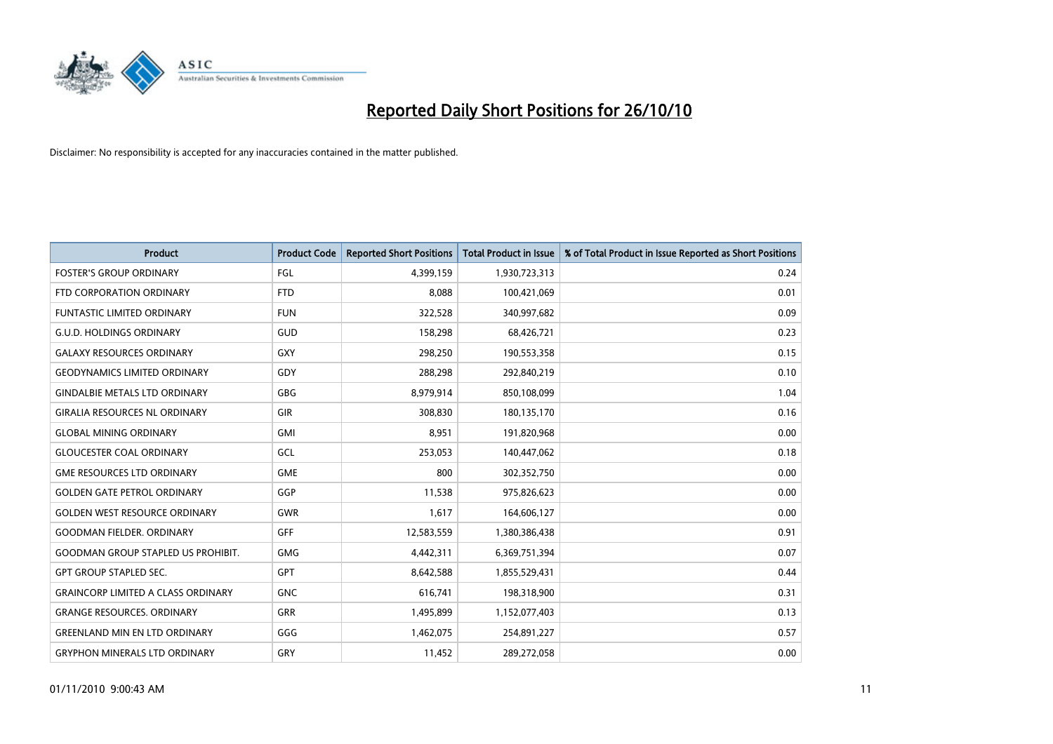# Reported Daily Short Positions for 26/10/10

Disclaimer: No responsibility is accepted for any inaccuracies contained in the matter published.

| Product | Product Code | Reported Short Positions | Total Product in Issue | % of Total Product in Issue Reported as Short Positions |
|---|---|---|---|---|
| FOSTER'S GROUP ORDINARY | FGL | 4,399,159 | 1,930,723,313 | 0.24 |
| FTD CORPORATION ORDINARY | FTD | 8,088 | 100,421,069 | 0.01 |
| FUNTASTIC LIMITED ORDINARY | FUN | 322,528 | 340,997,682 | 0.09 |
| G.U.D. HOLDINGS ORDINARY | GUD | 158,298 | 68,426,721 | 0.23 |
| GALAXY RESOURCES ORDINARY | GXY | 298,250 | 190,553,358 | 0.15 |
| GEODYNAMICS LIMITED ORDINARY | GDY | 288,298 | 292,840,219 | 0.10 |
| GINDALBIE METALS LTD ORDINARY | GBG | 8,979,914 | 850,108,099 | 1.04 |
| GIRALIA RESOURCES NL ORDINARY | GIR | 308,830 | 180,135,170 | 0.16 |
| GLOBAL MINING ORDINARY | GMI | 8,951 | 191,820,968 | 0.00 |
| GLOUCESTER COAL ORDINARY | GCL | 253,053 | 140,447,062 | 0.18 |
| GME RESOURCES LTD ORDINARY | GME | 800 | 302,352,750 | 0.00 |
| GOLDEN GATE PETROL ORDINARY | GGP | 11,538 | 975,826,623 | 0.00 |
| GOLDEN WEST RESOURCE ORDINARY | GWR | 1,617 | 164,606,127 | 0.00 |
| GOODMAN FIELDER. ORDINARY | GFF | 12,583,559 | 1,380,386,438 | 0.91 |
| GOODMAN GROUP STAPLED US PROHIBIT. | GMG | 4,442,311 | 6,369,751,394 | 0.07 |
| GPT GROUP STAPLED SEC. | GPT | 8,642,588 | 1,855,529,431 | 0.44 |
| GRAINCORP LIMITED A CLASS ORDINARY | GNC | 616,741 | 198,318,900 | 0.31 |
| GRANGE RESOURCES. ORDINARY | GRR | 1,495,899 | 1,152,077,403 | 0.13 |
| GREENLAND MIN EN LTD ORDINARY | GGG | 1,462,075 | 254,891,227 | 0.57 |
| GRYPHON MINERALS LTD ORDINARY | GRY | 11,452 | 289,272,058 | 0.00 |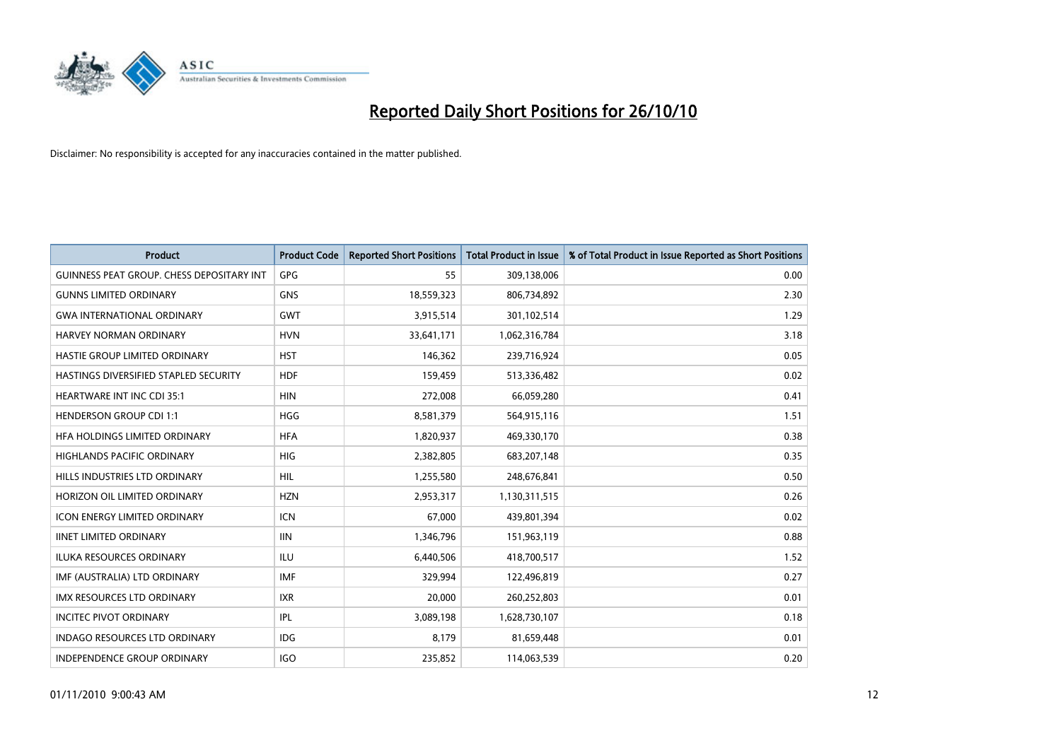# Reported Daily Short Positions for 26/10/10

Disclaimer: No responsibility is accepted for any inaccuracies contained in the matter published.

| Product | Product Code | Reported Short Positions | Total Product in Issue | % of Total Product in Issue Reported as Short Positions |
|---|---|---|---|---|
| GUINNESS PEAT GROUP. CHESS DEPOSITARY INT | GPG | 55 | 309,138,006 | 0.00 |
| GUNNS LIMITED ORDINARY | GNS | 18,559,323 | 806,734,892 | 2.30 |
| GWA INTERNATIONAL ORDINARY | GWT | 3,915,514 | 301,102,514 | 1.29 |
| HARVEY NORMAN ORDINARY | HVN | 33,641,171 | 1,062,316,784 | 3.18 |
| HASTIE GROUP LIMITED ORDINARY | HST | 146,362 | 239,716,924 | 0.05 |
| HASTINGS DIVERSIFIED STAPLED SECURITY | HDF | 159,459 | 513,336,482 | 0.02 |
| HEARTWARE INT INC CDI 35:1 | HIN | 272,008 | 66,059,280 | 0.41 |
| HENDERSON GROUP CDI 1:1 | HGG | 8,581,379 | 564,915,116 | 1.51 |
| HFA HOLDINGS LIMITED ORDINARY | HFA | 1,820,937 | 469,330,170 | 0.38 |
| HIGHLANDS PACIFIC ORDINARY | HIG | 2,382,805 | 683,207,148 | 0.35 |
| HILLS INDUSTRIES LTD ORDINARY | HIL | 1,255,580 | 248,676,841 | 0.50 |
| HORIZON OIL LIMITED ORDINARY | HZN | 2,953,317 | 1,130,311,515 | 0.26 |
| ICON ENERGY LIMITED ORDINARY | ICN | 67,000 | 439,801,394 | 0.02 |
| IINET LIMITED ORDINARY | IIN | 1,346,796 | 151,963,119 | 0.88 |
| ILUKA RESOURCES ORDINARY | ILU | 6,440,506 | 418,700,517 | 1.52 |
| IMF (AUSTRALIA) LTD ORDINARY | IMF | 329,994 | 122,496,819 | 0.27 |
| IMX RESOURCES LTD ORDINARY | IXR | 20,000 | 260,252,803 | 0.01 |
| INCITEC PIVOT ORDINARY | IPL | 3,089,198 | 1,628,730,107 | 0.18 |
| INDAGO RESOURCES LTD ORDINARY | IDG | 8,179 | 81,659,448 | 0.01 |
| INDEPENDENCE GROUP ORDINARY | IGO | 235,852 | 114,063,539 | 0.20 |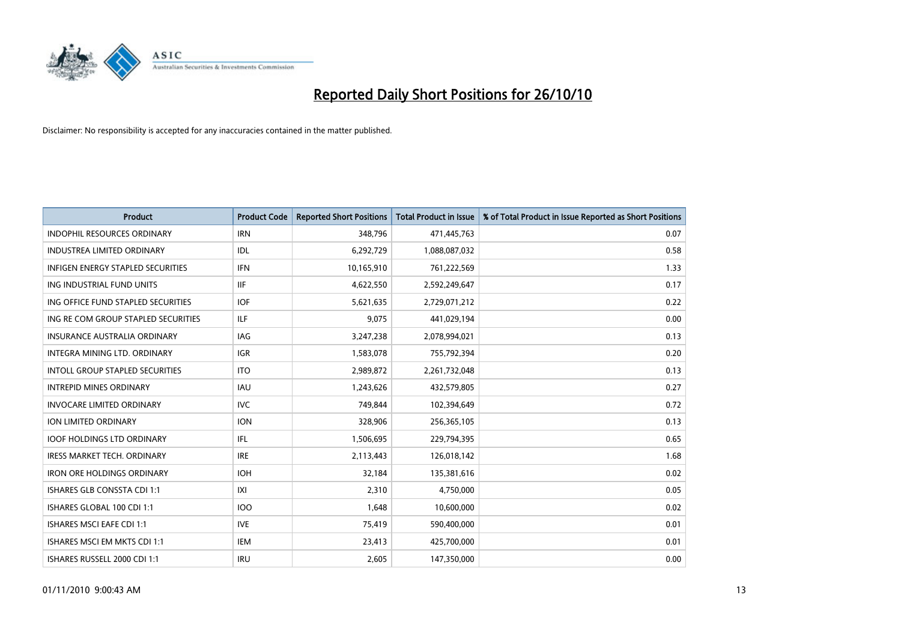# Reported Daily Short Positions for 26/10/10

Disclaimer: No responsibility is accepted for any inaccuracies contained in the matter published.

| Product | Product Code | Reported Short Positions | Total Product in Issue | % of Total Product in Issue Reported as Short Positions |
|---|---|---|---|---|
| INDOPHIL RESOURCES ORDINARY | IRN | 348,796 | 471,445,763 | 0.07 |
| INDUSTREA LIMITED ORDINARY | IDL | 6,292,729 | 1,088,087,032 | 0.58 |
| INFIGEN ENERGY STAPLED SECURITIES | IFN | 10,165,910 | 761,222,569 | 1.33 |
| ING INDUSTRIAL FUND UNITS | IIF | 4,622,550 | 2,592,249,647 | 0.17 |
| ING OFFICE FUND STAPLED SECURITIES | IOF | 5,621,635 | 2,729,071,212 | 0.22 |
| ING RE COM GROUP STAPLED SECURITIES | ILF | 9,075 | 441,029,194 | 0.00 |
| INSURANCE AUSTRALIA ORDINARY | IAG | 3,247,238 | 2,078,994,021 | 0.13 |
| INTEGRA MINING LTD. ORDINARY | IGR | 1,583,078 | 755,792,394 | 0.20 |
| INTOLL GROUP STAPLED SECURITIES | ITO | 2,989,872 | 2,261,732,048 | 0.13 |
| INTREPID MINES ORDINARY | IAU | 1,243,626 | 432,579,805 | 0.27 |
| INVOCARE LIMITED ORDINARY | IVC | 749,844 | 102,394,649 | 0.72 |
| ION LIMITED ORDINARY | ION | 328,906 | 256,365,105 | 0.13 |
| IOOF HOLDINGS LTD ORDINARY | IFL | 1,506,695 | 229,794,395 | 0.65 |
| IRESS MARKET TECH. ORDINARY | IRE | 2,113,443 | 126,018,142 | 1.68 |
| IRON ORE HOLDINGS ORDINARY | IOH | 32,184 | 135,381,616 | 0.02 |
| ISHARES GLB CONSSTA CDI 1:1 | IXI | 2,310 | 4,750,000 | 0.05 |
| ISHARES GLOBAL 100 CDI 1:1 | IOO | 1,648 | 10,600,000 | 0.02 |
| ISHARES MSCI EAFE CDI 1:1 | IVE | 75,419 | 590,400,000 | 0.01 |
| ISHARES MSCI EM MKTS CDI 1:1 | IEM | 23,413 | 425,700,000 | 0.01 |
| ISHARES RUSSELL 2000 CDI 1:1 | IRU | 2,605 | 147,350,000 | 0.00 |

01/11/2010 9:00:43 AM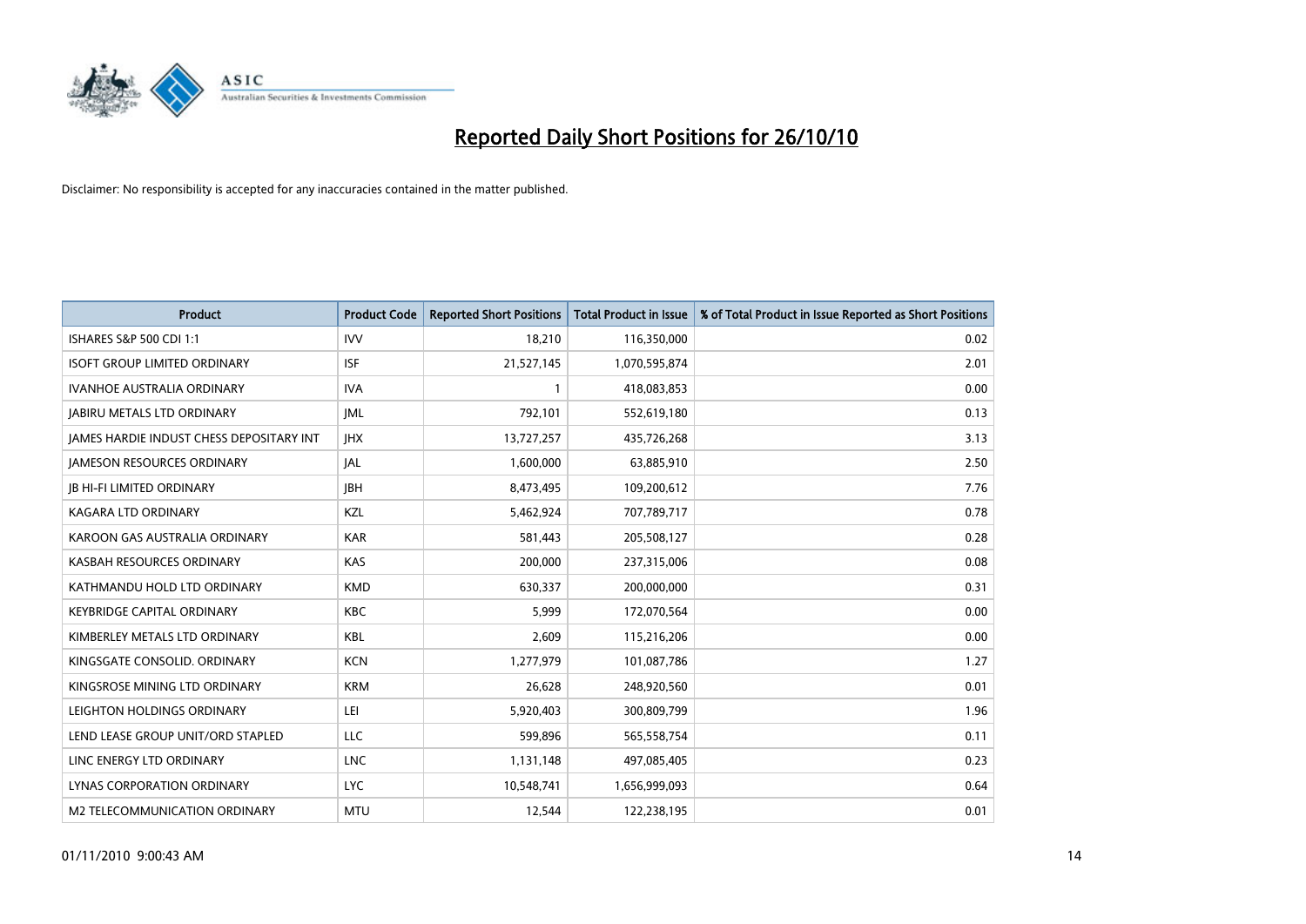# Reported Daily Short Positions for 26/10/10

Disclaimer: No responsibility is accepted for any inaccuracies contained in the matter published.

| Product | Product Code | Reported Short Positions | Total Product in Issue | % of Total Product in Issue Reported as Short Positions |
|---|---|---|---|---|
| ISHARES S&P 500 CDI 1:1 | IVV | 18,210 | 116,350,000 | 0.02 |
| ISOFT GROUP LIMITED ORDINARY | ISF | 21,527,145 | 1,070,595,874 | 2.01 |
| IVANHOE AUSTRALIA ORDINARY | IVA | 1 | 418,083,853 | 0.00 |
| JABIRU METALS LTD ORDINARY | JML | 792,101 | 552,619,180 | 0.13 |
| JAMES HARDIE INDUST CHESS DEPOSITARY INT | JHX | 13,727,257 | 435,726,268 | 3.13 |
| JAMESON RESOURCES ORDINARY | JAL | 1,600,000 | 63,885,910 | 2.50 |
| JB HI-FI LIMITED ORDINARY | JBH | 8,473,495 | 109,200,612 | 7.76 |
| KAGARA LTD ORDINARY | KZL | 5,462,924 | 707,789,717 | 0.78 |
| KAROON GAS AUSTRALIA ORDINARY | KAR | 581,443 | 205,508,127 | 0.28 |
| KASBAH RESOURCES ORDINARY | KAS | 200,000 | 237,315,006 | 0.08 |
| KATHMANDU HOLD LTD ORDINARY | KMD | 630,337 | 200,000,000 | 0.31 |
| KEYBRIDGE CAPITAL ORDINARY | KBC | 5,999 | 172,070,564 | 0.00 |
| KIMBERLEY METALS LTD ORDINARY | KBL | 2,609 | 115,216,206 | 0.00 |
| KINGSGATE CONSOLID. ORDINARY | KCN | 1,277,979 | 101,087,786 | 1.27 |
| KINGSROSE MINING LTD ORDINARY | KRM | 26,628 | 248,920,560 | 0.01 |
| LEIGHTON HOLDINGS ORDINARY | LEI | 5,920,403 | 300,809,799 | 1.96 |
| LEND LEASE GROUP UNIT/ORD STAPLED | LLC | 599,896 | 565,558,754 | 0.11 |
| LINC ENERGY LTD ORDINARY | LNC | 1,131,148 | 497,085,405 | 0.23 |
| LYNAS CORPORATION ORDINARY | LYC | 10,548,741 | 1,656,999,093 | 0.64 |
| M2 TELECOMMUNICATION ORDINARY | MTU | 12,544 | 122,238,195 | 0.01 |

01/11/2010 9:00:43 AM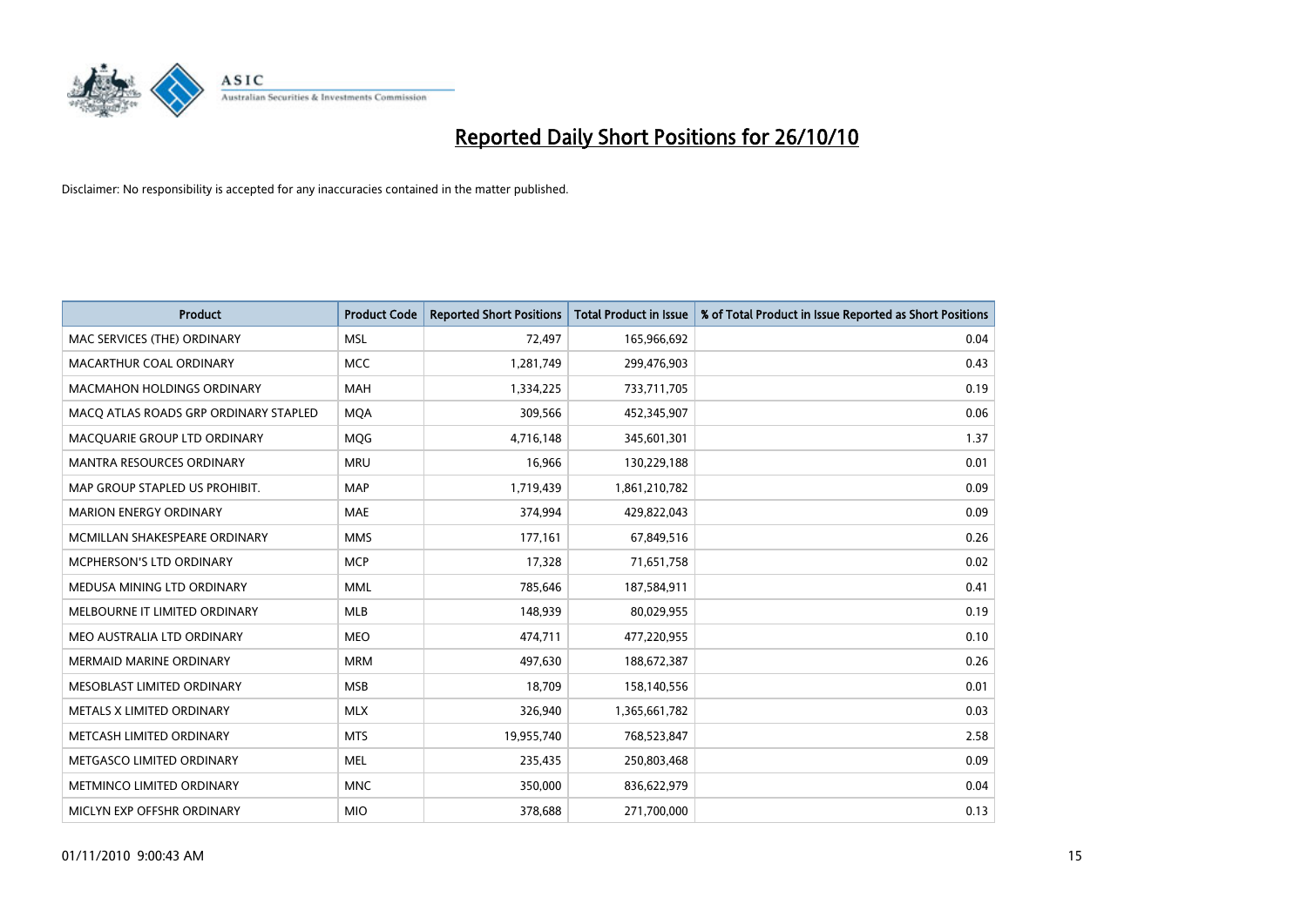# Reported Daily Short Positions for 26/10/10

Disclaimer: No responsibility is accepted for any inaccuracies contained in the matter published.

| Product | Product Code | Reported Short Positions | Total Product in Issue | % of Total Product in Issue Reported as Short Positions |
|---|---|---|---|---|
| MAC SERVICES (THE) ORDINARY | MSL | 72,497 | 165,966,692 | 0.04 |
| MACARTHUR COAL ORDINARY | MCC | 1,281,749 | 299,476,903 | 0.43 |
| MACMAHON HOLDINGS ORDINARY | MAH | 1,334,225 | 733,711,705 | 0.19 |
| MACQ ATLAS ROADS GRP ORDINARY STAPLED | MQA | 309,566 | 452,345,907 | 0.06 |
| MACQUARIE GROUP LTD ORDINARY | MQG | 4,716,148 | 345,601,301 | 1.37 |
| MANTRA RESOURCES ORDINARY | MRU | 16,966 | 130,229,188 | 0.01 |
| MAP GROUP STAPLED US PROHIBIT. | MAP | 1,719,439 | 1,861,210,782 | 0.09 |
| MARION ENERGY ORDINARY | MAE | 374,994 | 429,822,043 | 0.09 |
| MCMILLAN SHAKESPEARE ORDINARY | MMS | 177,161 | 67,849,516 | 0.26 |
| MCPHERSON'S LTD ORDINARY | MCP | 17,328 | 71,651,758 | 0.02 |
| MEDUSA MINING LTD ORDINARY | MML | 785,646 | 187,584,911 | 0.41 |
| MELBOURNE IT LIMITED ORDINARY | MLB | 148,939 | 80,029,955 | 0.19 |
| MEO AUSTRALIA LTD ORDINARY | MEO | 474,711 | 477,220,955 | 0.10 |
| MERMAID MARINE ORDINARY | MRM | 497,630 | 188,672,387 | 0.26 |
| MESOBLAST LIMITED ORDINARY | MSB | 18,709 | 158,140,556 | 0.01 |
| METALS X LIMITED ORDINARY | MLX | 326,940 | 1,365,661,782 | 0.03 |
| METCASH LIMITED ORDINARY | MTS | 19,955,740 | 768,523,847 | 2.58 |
| METGASCO LIMITED ORDINARY | MEL | 235,435 | 250,803,468 | 0.09 |
| METMINCO LIMITED ORDINARY | MNC | 350,000 | 836,622,979 | 0.04 |
| MICLYN EXP OFFSHR ORDINARY | MIO | 378,688 | 271,700,000 | 0.13 |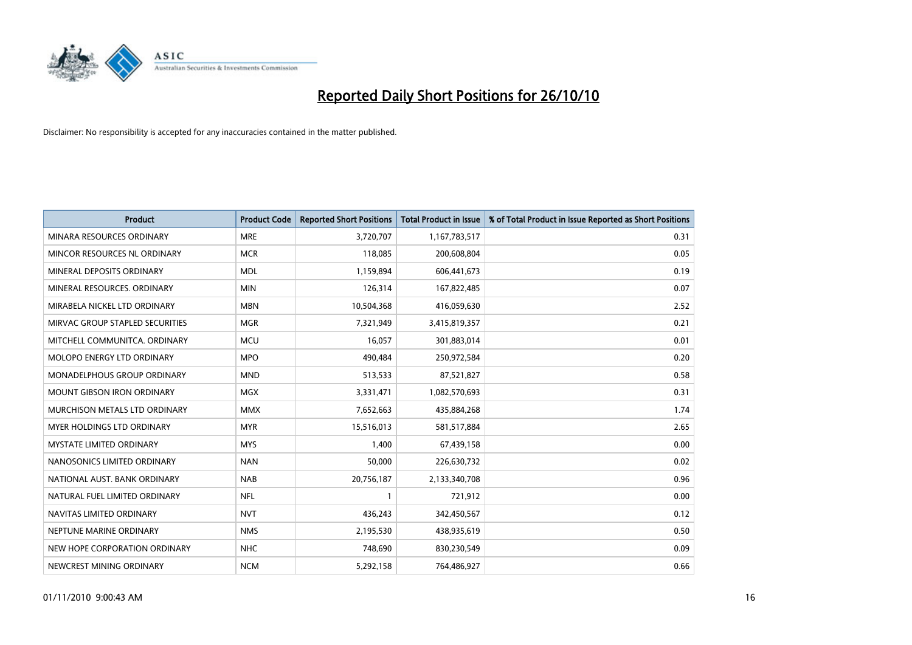# Reported Daily Short Positions for 26/10/10

Disclaimer: No responsibility is accepted for any inaccuracies contained in the matter published.

| Product | Product Code | Reported Short Positions | Total Product in Issue | % of Total Product in Issue Reported as Short Positions |
|---|---|---|---|---|
| MINARA RESOURCES ORDINARY | MRE | 3,720,707 | 1,167,783,517 | 0.31 |
| MINCOR RESOURCES NL ORDINARY | MCR | 118,085 | 200,608,804 | 0.05 |
| MINERAL DEPOSITS ORDINARY | MDL | 1,159,894 | 606,441,673 | 0.19 |
| MINERAL RESOURCES. ORDINARY | MIN | 126,314 | 167,822,485 | 0.07 |
| MIRABELA NICKEL LTD ORDINARY | MBN | 10,504,368 | 416,059,630 | 2.52 |
| MIRVAC GROUP STAPLED SECURITIES | MGR | 7,321,949 | 3,415,819,357 | 0.21 |
| MITCHELL COMMUNITCA. ORDINARY | MCU | 16,057 | 301,883,014 | 0.01 |
| MOLOPO ENERGY LTD ORDINARY | MPO | 490,484 | 250,972,584 | 0.20 |
| MONADELPHOUS GROUP ORDINARY | MND | 513,533 | 87,521,827 | 0.58 |
| MOUNT GIBSON IRON ORDINARY | MGX | 3,331,471 | 1,082,570,693 | 0.31 |
| MURCHISON METALS LTD ORDINARY | MMX | 7,652,663 | 435,884,268 | 1.74 |
| MYER HOLDINGS LTD ORDINARY | MYR | 15,516,013 | 581,517,884 | 2.65 |
| MYSTATE LIMITED ORDINARY | MYS | 1,400 | 67,439,158 | 0.00 |
| NANOSONICS LIMITED ORDINARY | NAN | 50,000 | 226,630,732 | 0.02 |
| NATIONAL AUST. BANK ORDINARY | NAB | 20,756,187 | 2,133,340,708 | 0.96 |
| NATURAL FUEL LIMITED ORDINARY | NFL | 1 | 721,912 | 0.00 |
| NAVITAS LIMITED ORDINARY | NVT | 436,243 | 342,450,567 | 0.12 |
| NEPTUNE MARINE ORDINARY | NMS | 2,195,530 | 438,935,619 | 0.50 |
| NEW HOPE CORPORATION ORDINARY | NHC | 748,690 | 830,230,549 | 0.09 |
| NEWCREST MINING ORDINARY | NCM | 5,292,158 | 764,486,927 | 0.66 |

01/11/2010 9:00:43 AM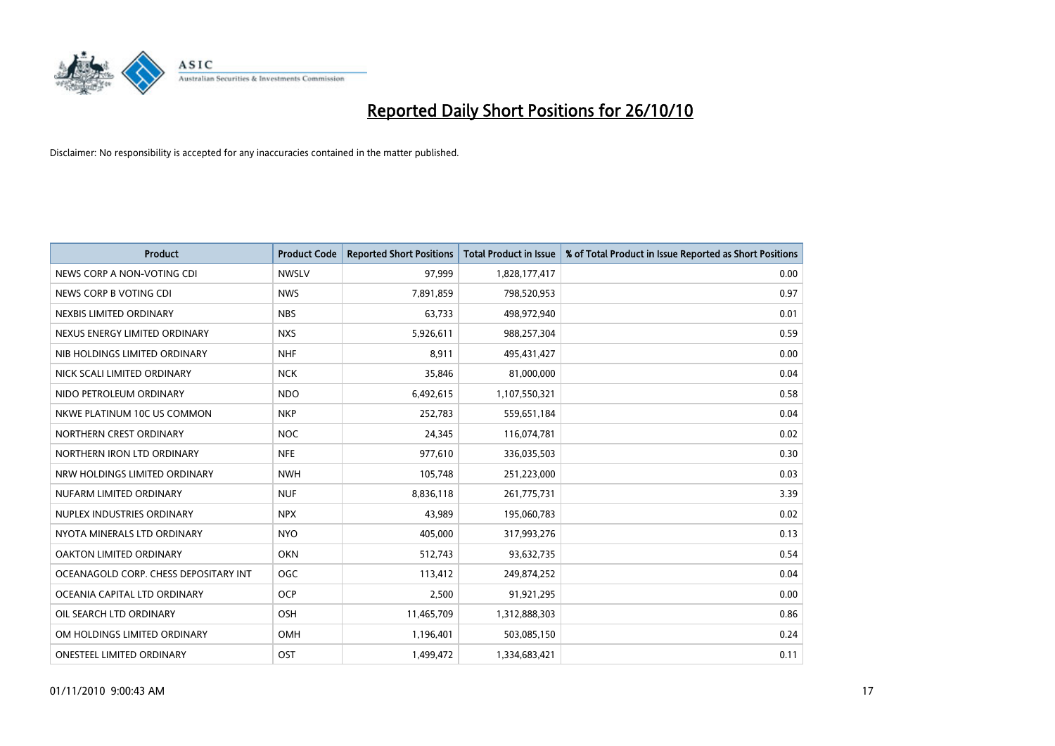# Reported Daily Short Positions for 26/10/10

Disclaimer: No responsibility is accepted for any inaccuracies contained in the matter published.

| Product | Product Code | Reported Short Positions | Total Product in Issue | % of Total Product in Issue Reported as Short Positions |
|---|---|---|---|---|
| NEWS CORP A NON-VOTING CDI | NWSLV | 97,999 | 1,828,177,417 | 0.00 |
| NEWS CORP B VOTING CDI | NWS | 7,891,859 | 798,520,953 | 0.97 |
| NEXBIS LIMITED ORDINARY | NBS | 63,733 | 498,972,940 | 0.01 |
| NEXUS ENERGY LIMITED ORDINARY | NXS | 5,926,611 | 988,257,304 | 0.59 |
| NIB HOLDINGS LIMITED ORDINARY | NHF | 8,911 | 495,431,427 | 0.00 |
| NICK SCALI LIMITED ORDINARY | NCK | 35,846 | 81,000,000 | 0.04 |
| NIDO PETROLEUM ORDINARY | NDO | 6,492,615 | 1,107,550,321 | 0.58 |
| NKWE PLATINUM 10C US COMMON | NKP | 252,783 | 559,651,184 | 0.04 |
| NORTHERN CREST ORDINARY | NOC | 24,345 | 116,074,781 | 0.02 |
| NORTHERN IRON LTD ORDINARY | NFE | 977,610 | 336,035,503 | 0.30 |
| NRW HOLDINGS LIMITED ORDINARY | NWH | 105,748 | 251,223,000 | 0.03 |
| NUFARM LIMITED ORDINARY | NUF | 8,836,118 | 261,775,731 | 3.39 |
| NUPLEX INDUSTRIES ORDINARY | NPX | 43,989 | 195,060,783 | 0.02 |
| NYOTA MINERALS LTD ORDINARY | NYO | 405,000 | 317,993,276 | 0.13 |
| OAKTON LIMITED ORDINARY | OKN | 512,743 | 93,632,735 | 0.54 |
| OCEANAGOLD CORP. CHESS DEPOSITARY INT | OGC | 113,412 | 249,874,252 | 0.04 |
| OCEANIA CAPITAL LTD ORDINARY | OCP | 2,500 | 91,921,295 | 0.00 |
| OIL SEARCH LTD ORDINARY | OSH | 11,465,709 | 1,312,888,303 | 0.86 |
| OM HOLDINGS LIMITED ORDINARY | OMH | 1,196,401 | 503,085,150 | 0.24 |
| ONESTEEL LIMITED ORDINARY | OST | 1,499,472 | 1,334,683,421 | 0.11 |

01/11/2010 9:00:43 AM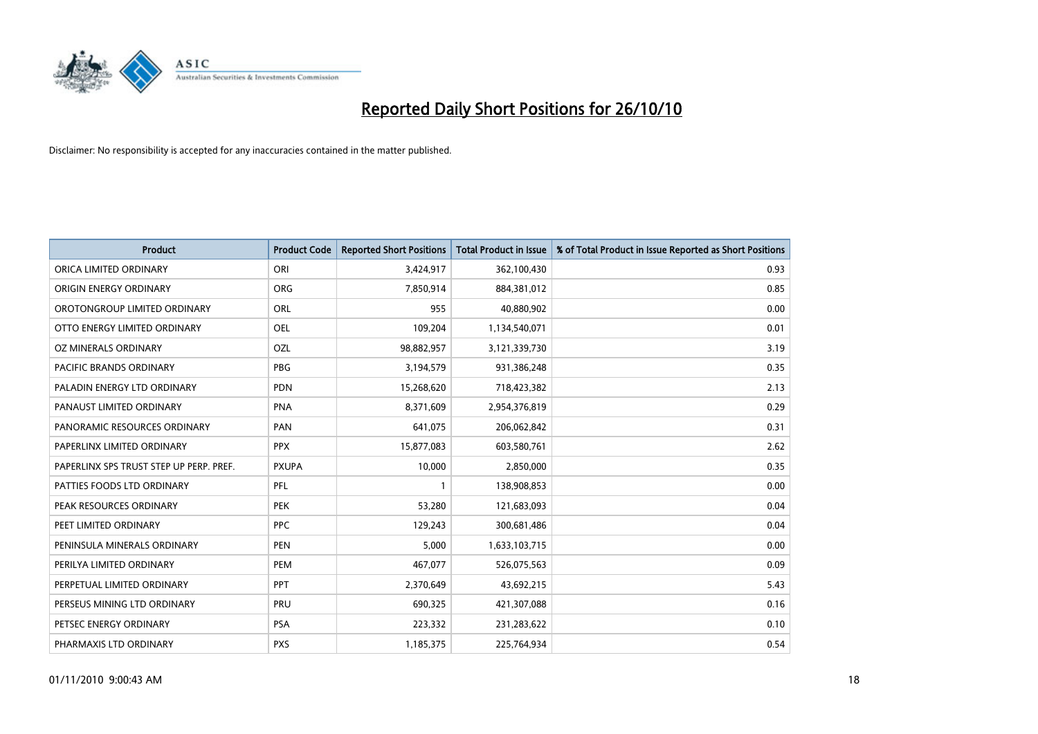# Reported Daily Short Positions for 26/10/10

Disclaimer: No responsibility is accepted for any inaccuracies contained in the matter published.

| Product | Product Code | Reported Short Positions | Total Product in Issue | % of Total Product in Issue Reported as Short Positions |
|---|---|---|---|---|
| ORICA LIMITED ORDINARY | ORI | 3,424,917 | 362,100,430 | 0.93 |
| ORIGIN ENERGY ORDINARY | ORG | 7,850,914 | 884,381,012 | 0.85 |
| OROTONGROUP LIMITED ORDINARY | ORL | 955 | 40,880,902 | 0.00 |
| OTTO ENERGY LIMITED ORDINARY | OEL | 109,204 | 1,134,540,071 | 0.01 |
| OZ MINERALS ORDINARY | OZL | 98,882,957 | 3,121,339,730 | 3.19 |
| PACIFIC BRANDS ORDINARY | PBG | 3,194,579 | 931,386,248 | 0.35 |
| PALADIN ENERGY LTD ORDINARY | PDN | 15,268,620 | 718,423,382 | 2.13 |
| PANAUST LIMITED ORDINARY | PNA | 8,371,609 | 2,954,376,819 | 0.29 |
| PANORAMIC RESOURCES ORDINARY | PAN | 641,075 | 206,062,842 | 0.31 |
| PAPERLINX LIMITED ORDINARY | PPX | 15,877,083 | 603,580,761 | 2.62 |
| PAPERLINX SPS TRUST STEP UP PERP. PREF. | PXUPA | 10,000 | 2,850,000 | 0.35 |
| PATTIES FOODS LTD ORDINARY | PFL | 1 | 138,908,853 | 0.00 |
| PEAK RESOURCES ORDINARY | PEK | 53,280 | 121,683,093 | 0.04 |
| PEET LIMITED ORDINARY | PPC | 129,243 | 300,681,486 | 0.04 |
| PENINSULA MINERALS ORDINARY | PEN | 5,000 | 1,633,103,715 | 0.00 |
| PERILYA LIMITED ORDINARY | PEM | 467,077 | 526,075,563 | 0.09 |
| PERPETUAL LIMITED ORDINARY | PPT | 2,370,649 | 43,692,215 | 5.43 |
| PERSEUS MINING LTD ORDINARY | PRU | 690,325 | 421,307,088 | 0.16 |
| PETSEC ENERGY ORDINARY | PSA | 223,332 | 231,283,622 | 0.10 |
| PHARMAXIS LTD ORDINARY | PXS | 1,185,375 | 225,764,934 | 0.54 |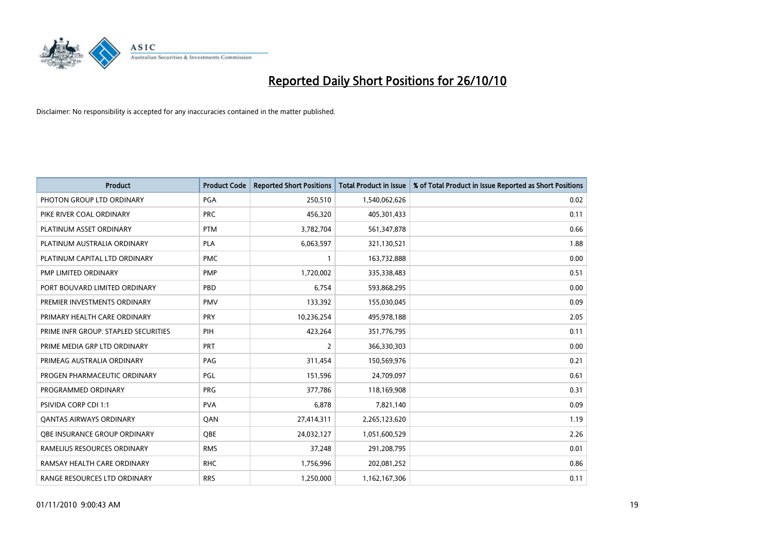# Reported Daily Short Positions for 26/10/10

Disclaimer: No responsibility is accepted for any inaccuracies contained in the matter published.

| Product | Product Code | Reported Short Positions | Total Product in Issue | % of Total Product in Issue Reported as Short Positions |
|---|---|---|---|---|
| PHOTON GROUP LTD ORDINARY | PGA | 250,510 | 1,540,062,626 | 0.02 |
| PIKE RIVER COAL ORDINARY | PRC | 456,320 | 405,301,433 | 0.11 |
| PLATINUM ASSET ORDINARY | PTM | 3,782,704 | 561,347,878 | 0.66 |
| PLATINUM AUSTRALIA ORDINARY | PLA | 6,063,597 | 321,130,521 | 1.88 |
| PLATINUM CAPITAL LTD ORDINARY | PMC | 1 | 163,732,888 | 0.00 |
| PMP LIMITED ORDINARY | PMP | 1,720,002 | 335,338,483 | 0.51 |
| PORT BOUVARD LIMITED ORDINARY | PBD | 6,754 | 593,868,295 | 0.00 |
| PREMIER INVESTMENTS ORDINARY | PMV | 133,392 | 155,030,045 | 0.09 |
| PRIMARY HEALTH CARE ORDINARY | PRY | 10,236,254 | 495,978,188 | 2.05 |
| PRIME INFR GROUP. STAPLED SECURITIES | PIH | 423,264 | 351,776,795 | 0.11 |
| PRIME MEDIA GRP LTD ORDINARY | PRT | 2 | 366,330,303 | 0.00 |
| PRIMEAG AUSTRALIA ORDINARY | PAG | 311,454 | 150,569,976 | 0.21 |
| PROGEN PHARMACEUTIC ORDINARY | PGL | 151,596 | 24,709,097 | 0.61 |
| PROGRAMMED ORDINARY | PRG | 377,786 | 118,169,908 | 0.31 |
| PSIVIDA CORP CDI 1:1 | PVA | 6,878 | 7,821,140 | 0.09 |
| QANTAS AIRWAYS ORDINARY | QAN | 27,414,311 | 2,265,123,620 | 1.19 |
| QBE INSURANCE GROUP ORDINARY | QBE | 24,032,127 | 1,051,600,529 | 2.26 |
| RAMELIUS RESOURCES ORDINARY | RMS | 37,248 | 291,208,795 | 0.01 |
| RAMSAY HEALTH CARE ORDINARY | RHC | 1,756,996 | 202,081,252 | 0.86 |
| RANGE RESOURCES LTD ORDINARY | RRS | 1,250,000 | 1,162,167,306 | 0.11 |

01/11/2010 9:00:43 AM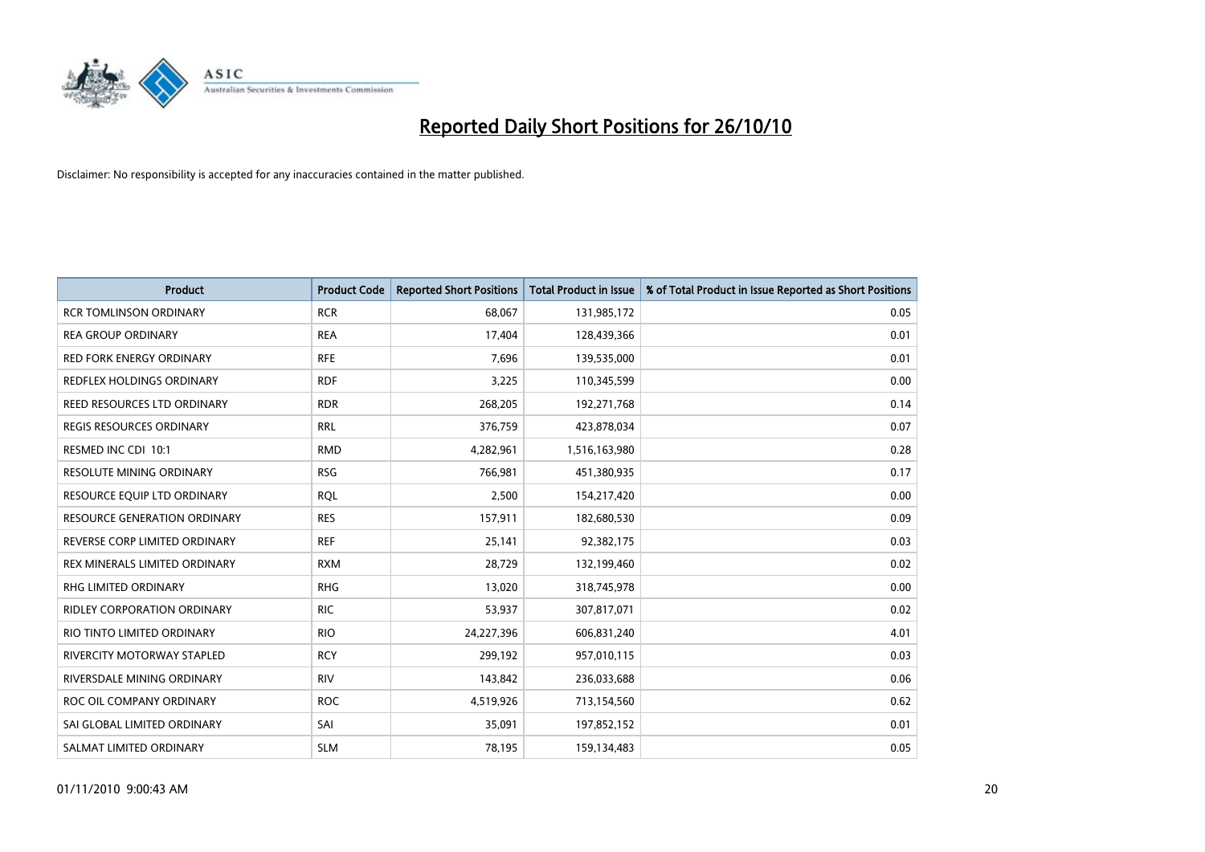# Reported Daily Short Positions for 26/10/10

Disclaimer: No responsibility is accepted for any inaccuracies contained in the matter published.

| Product | Product Code | Reported Short Positions | Total Product in Issue | % of Total Product in Issue Reported as Short Positions |
|---|---|---|---|---|
| RCR TOMLINSON ORDINARY | RCR | 68,067 | 131,985,172 | 0.05 |
| REA GROUP ORDINARY | REA | 17,404 | 128,439,366 | 0.01 |
| RED FORK ENERGY ORDINARY | RFE | 7,696 | 139,535,000 | 0.01 |
| REDFLEX HOLDINGS ORDINARY | RDF | 3,225 | 110,345,599 | 0.00 |
| REED RESOURCES LTD ORDINARY | RDR | 268,205 | 192,271,768 | 0.14 |
| REGIS RESOURCES ORDINARY | RRL | 376,759 | 423,878,034 | 0.07 |
| RESMED INC CDI 10:1 | RMD | 4,282,961 | 1,516,163,980 | 0.28 |
| RESOLUTE MINING ORDINARY | RSG | 766,981 | 451,380,935 | 0.17 |
| RESOURCE EQUIP LTD ORDINARY | RQL | 2,500 | 154,217,420 | 0.00 |
| RESOURCE GENERATION ORDINARY | RES | 157,911 | 182,680,530 | 0.09 |
| REVERSE CORP LIMITED ORDINARY | REF | 25,141 | 92,382,175 | 0.03 |
| REX MINERALS LIMITED ORDINARY | RXM | 28,729 | 132,199,460 | 0.02 |
| RHG LIMITED ORDINARY | RHG | 13,020 | 318,745,978 | 0.00 |
| RIDLEY CORPORATION ORDINARY | RIC | 53,937 | 307,817,071 | 0.02 |
| RIO TINTO LIMITED ORDINARY | RIO | 24,227,396 | 606,831,240 | 4.01 |
| RIVERCITY MOTORWAY STAPLED | RCY | 299,192 | 957,010,115 | 0.03 |
| RIVERSDALE MINING ORDINARY | RIV | 143,842 | 236,033,688 | 0.06 |
| ROC OIL COMPANY ORDINARY | ROC | 4,519,926 | 713,154,560 | 0.62 |
| SAI GLOBAL LIMITED ORDINARY | SAI | 35,091 | 197,852,152 | 0.01 |
| SALMAT LIMITED ORDINARY | SLM | 78,195 | 159,134,483 | 0.05 |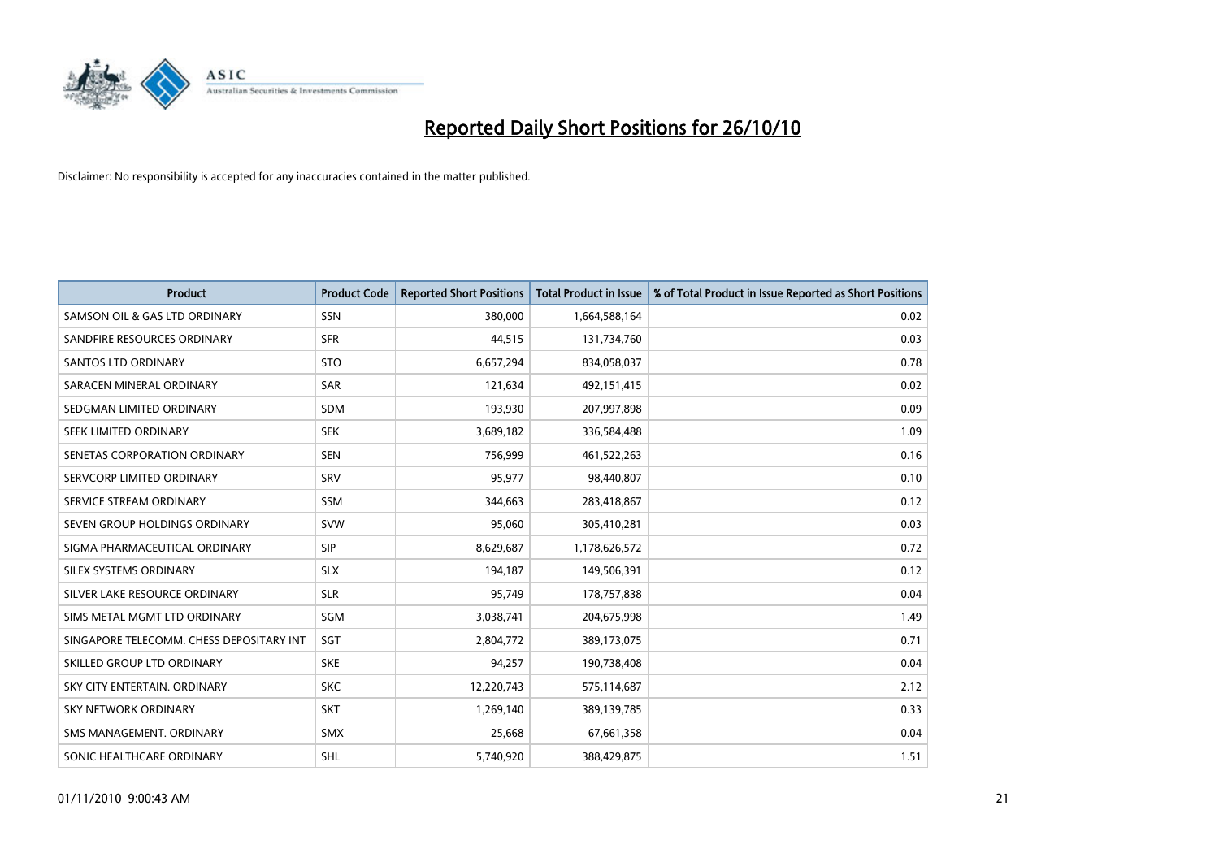# Reported Daily Short Positions for 26/10/10

Disclaimer: No responsibility is accepted for any inaccuracies contained in the matter published.

| Product | Product Code | Reported Short Positions | Total Product in Issue | % of Total Product in Issue Reported as Short Positions |
|---|---|---|---|---|
| SAMSON OIL & GAS LTD ORDINARY | SSN | 380,000 | 1,664,588,164 | 0.02 |
| SANDFIRE RESOURCES ORDINARY | SFR | 44,515 | 131,734,760 | 0.03 |
| SANTOS LTD ORDINARY | STO | 6,657,294 | 834,058,037 | 0.78 |
| SARACEN MINERAL ORDINARY | SAR | 121,634 | 492,151,415 | 0.02 |
| SEDGMAN LIMITED ORDINARY | SDM | 193,930 | 207,997,898 | 0.09 |
| SEEK LIMITED ORDINARY | SEK | 3,689,182 | 336,584,488 | 1.09 |
| SENETAS CORPORATION ORDINARY | SEN | 756,999 | 461,522,263 | 0.16 |
| SERVCORP LIMITED ORDINARY | SRV | 95,977 | 98,440,807 | 0.10 |
| SERVICE STREAM ORDINARY | SSM | 344,663 | 283,418,867 | 0.12 |
| SEVEN GROUP HOLDINGS ORDINARY | SVW | 95,060 | 305,410,281 | 0.03 |
| SIGMA PHARMACEUTICAL ORDINARY | SIP | 8,629,687 | 1,178,626,572 | 0.72 |
| SILEX SYSTEMS ORDINARY | SLX | 194,187 | 149,506,391 | 0.12 |
| SILVER LAKE RESOURCE ORDINARY | SLR | 95,749 | 178,757,838 | 0.04 |
| SIMS METAL MGMT LTD ORDINARY | SGM | 3,038,741 | 204,675,998 | 1.49 |
| SINGAPORE TELECOMM. CHESS DEPOSITARY INT | SGT | 2,804,772 | 389,173,075 | 0.71 |
| SKILLED GROUP LTD ORDINARY | SKE | 94,257 | 190,738,408 | 0.04 |
| SKY CITY ENTERTAIN. ORDINARY | SKC | 12,220,743 | 575,114,687 | 2.12 |
| SKY NETWORK ORDINARY | SKT | 1,269,140 | 389,139,785 | 0.33 |
| SMS MANAGEMENT. ORDINARY | SMX | 25,668 | 67,661,358 | 0.04 |
| SONIC HEALTHCARE ORDINARY | SHL | 5,740,920 | 388,429,875 | 1.51 |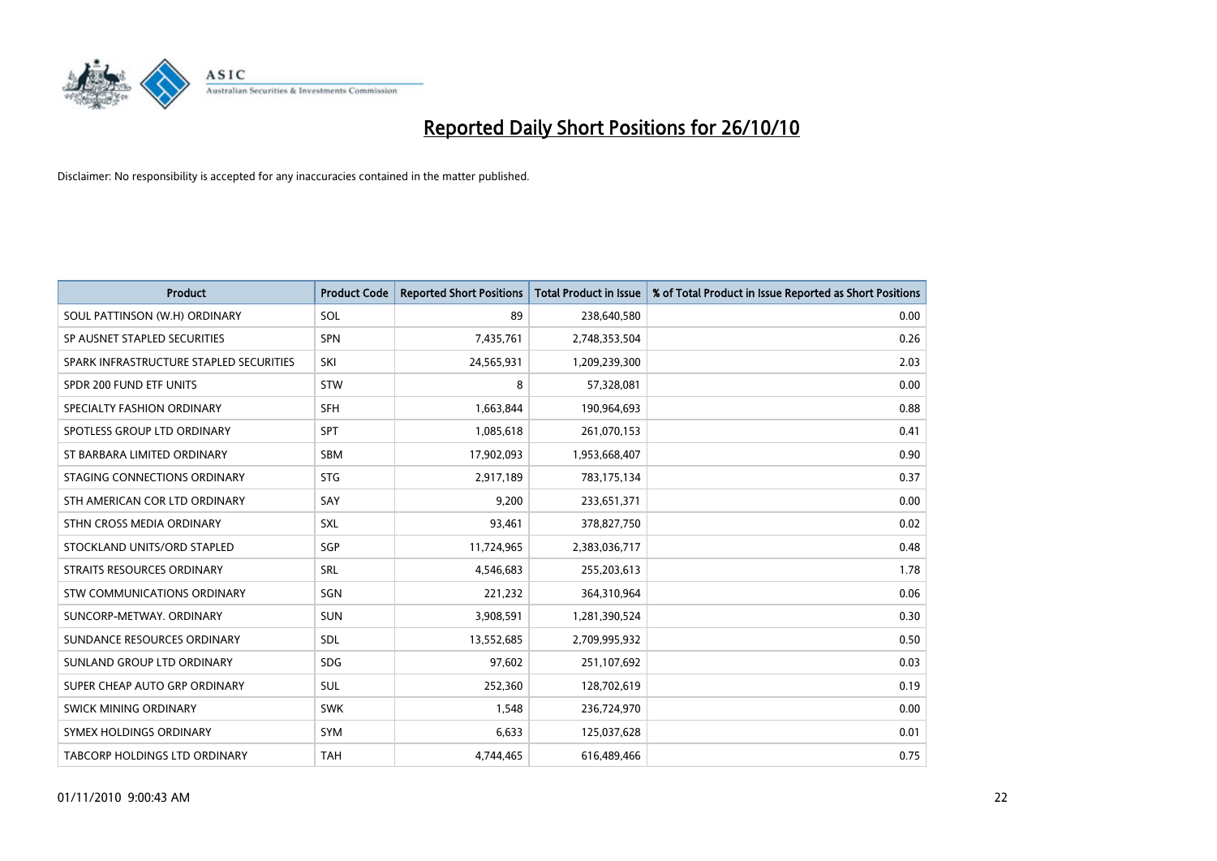# Reported Daily Short Positions for 26/10/10

Disclaimer: No responsibility is accepted for any inaccuracies contained in the matter published.

| Product | Product Code | Reported Short Positions | Total Product in Issue | % of Total Product in Issue Reported as Short Positions |
|---|---|---|---|---|
| SOUL PATTINSON (W.H) ORDINARY | SOL | 89 | 238,640,580 | 0.00 |
| SP AUSNET STAPLED SECURITIES | SPN | 7,435,761 | 2,748,353,504 | 0.26 |
| SPARK INFRASTRUCTURE STAPLED SECURITIES | SKI | 24,565,931 | 1,209,239,300 | 2.03 |
| SPDR 200 FUND ETF UNITS | STW | 8 | 57,328,081 | 0.00 |
| SPECIALTY FASHION ORDINARY | SFH | 1,663,844 | 190,964,693 | 0.88 |
| SPOTLESS GROUP LTD ORDINARY | SPT | 1,085,618 | 261,070,153 | 0.41 |
| ST BARBARA LIMITED ORDINARY | SBM | 17,902,093 | 1,953,668,407 | 0.90 |
| STAGING CONNECTIONS ORDINARY | STG | 2,917,189 | 783,175,134 | 0.37 |
| STH AMERICAN COR LTD ORDINARY | SAY | 9,200 | 233,651,371 | 0.00 |
| STHN CROSS MEDIA ORDINARY | SXL | 93,461 | 378,827,750 | 0.02 |
| STOCKLAND UNITS/ORD STAPLED | SGP | 11,724,965 | 2,383,036,717 | 0.48 |
| STRAITS RESOURCES ORDINARY | SRL | 4,546,683 | 255,203,613 | 1.78 |
| STW COMMUNICATIONS ORDINARY | SGN | 221,232 | 364,310,964 | 0.06 |
| SUNCORP-METWAY. ORDINARY | SUN | 3,908,591 | 1,281,390,524 | 0.30 |
| SUNDANCE RESOURCES ORDINARY | SDL | 13,552,685 | 2,709,995,932 | 0.50 |
| SUNLAND GROUP LTD ORDINARY | SDG | 97,602 | 251,107,692 | 0.03 |
| SUPER CHEAP AUTO GRP ORDINARY | SUL | 252,360 | 128,702,619 | 0.19 |
| SWICK MINING ORDINARY | SWK | 1,548 | 236,724,970 | 0.00 |
| SYMEX HOLDINGS ORDINARY | SYM | 6,633 | 125,037,628 | 0.01 |
| TABCORP HOLDINGS LTD ORDINARY | TAH | 4,744,465 | 616,489,466 | 0.75 |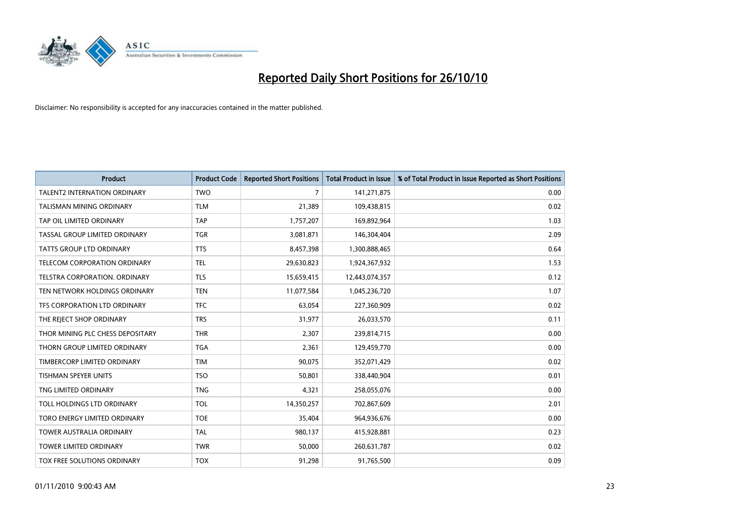# Reported Daily Short Positions for 26/10/10

Disclaimer: No responsibility is accepted for any inaccuracies contained in the matter published.

| Product | Product Code | Reported Short Positions | Total Product in Issue | % of Total Product in Issue Reported as Short Positions |
|---|---|---|---|---|
| TALENT2 INTERNATION ORDINARY | TWO | 7 | 141,271,875 | 0.00 |
| TALISMAN MINING ORDINARY | TLM | 21,389 | 109,438,815 | 0.02 |
| TAP OIL LIMITED ORDINARY | TAP | 1,757,207 | 169,892,964 | 1.03 |
| TASSAL GROUP LIMITED ORDINARY | TGR | 3,081,871 | 146,304,404 | 2.09 |
| TATTS GROUP LTD ORDINARY | TTS | 8,457,398 | 1,300,888,465 | 0.64 |
| TELECOM CORPORATION ORDINARY | TEL | 29,630,823 | 1,924,367,932 | 1.53 |
| TELSTRA CORPORATION. ORDINARY | TLS | 15,659,415 | 12,443,074,357 | 0.12 |
| TEN NETWORK HOLDINGS ORDINARY | TEN | 11,077,584 | 1,045,236,720 | 1.07 |
| TFS CORPORATION LTD ORDINARY | TFC | 63,054 | 227,360,909 | 0.02 |
| THE REJECT SHOP ORDINARY | TRS | 31,977 | 26,033,570 | 0.11 |
| THOR MINING PLC CHESS DEPOSITARY | THR | 2,307 | 239,814,715 | 0.00 |
| THORN GROUP LIMITED ORDINARY | TGA | 2,361 | 129,459,770 | 0.00 |
| TIMBERCORP LIMITED ORDINARY | TIM | 90,075 | 352,071,429 | 0.02 |
| TISHMAN SPEYER UNITS | TSO | 50,801 | 338,440,904 | 0.01 |
| TNG LIMITED ORDINARY | TNG | 4,321 | 258,055,076 | 0.00 |
| TOLL HOLDINGS LTD ORDINARY | TOL | 14,350,257 | 702,867,609 | 2.01 |
| TORO ENERGY LIMITED ORDINARY | TOE | 35,404 | 964,936,676 | 0.00 |
| TOWER AUSTRALIA ORDINARY | TAL | 980,137 | 415,928,881 | 0.23 |
| TOWER LIMITED ORDINARY | TWR | 50,000 | 260,631,787 | 0.02 |
| TOX FREE SOLUTIONS ORDINARY | TOX | 91,298 | 91,765,500 | 0.09 |

01/11/2010 9:00:43 AM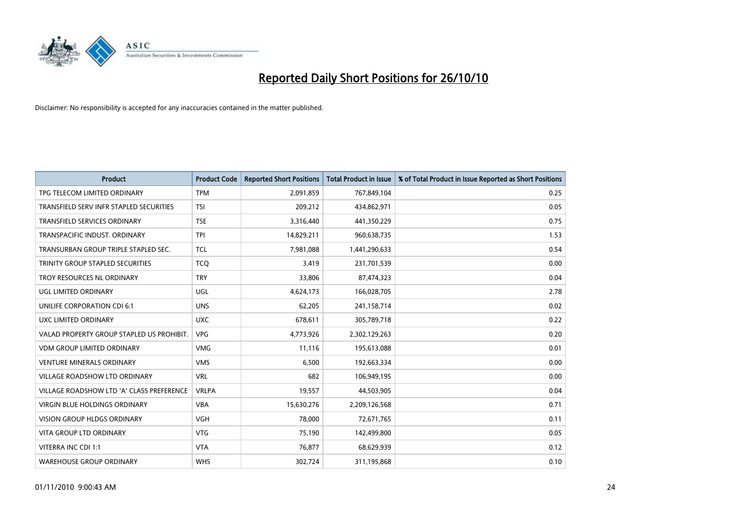# Reported Daily Short Positions for 26/10/10

Disclaimer: No responsibility is accepted for any inaccuracies contained in the matter published.

| Product | Product Code | Reported Short Positions | Total Product in Issue | % of Total Product in Issue Reported as Short Positions |
|---|---|---|---|---|
| TPG TELECOM LIMITED ORDINARY | TPM | 2,091,859 | 767,849,104 | 0.25 |
| TRANSFIELD SERV INFR STAPLED SECURITIES | TSI | 209,212 | 434,862,971 | 0.05 |
| TRANSFIELD SERVICES ORDINARY | TSE | 3,316,440 | 441,350,229 | 0.75 |
| TRANSPACIFIC INDUST. ORDINARY | TPI | 14,829,211 | 960,638,735 | 1.53 |
| TRANSURBAN GROUP TRIPLE STAPLED SEC. | TCL | 7,981,088 | 1,441,290,633 | 0.54 |
| TRINITY GROUP STAPLED SECURITIES | TCQ | 3,419 | 231,701,539 | 0.00 |
| TROY RESOURCES NL ORDINARY | TRY | 33,806 | 87,474,323 | 0.04 |
| UGL LIMITED ORDINARY | UGL | 4,624,173 | 166,028,705 | 2.78 |
| UNILIFE CORPORATION CDI 6:1 | UNS | 62,205 | 241,158,714 | 0.02 |
| UXC LIMITED ORDINARY | UXC | 678,611 | 305,789,718 | 0.22 |
| VALAD PROPERTY GROUP STAPLED US PROHIBIT. | VPG | 4,773,926 | 2,302,129,263 | 0.20 |
| VDM GROUP LIMITED ORDINARY | VMG | 11,116 | 195,613,088 | 0.01 |
| VENTURE MINERALS ORDINARY | VMS | 6,500 | 192,663,334 | 0.00 |
| VILLAGE ROADSHOW LTD ORDINARY | VRL | 682 | 106,949,195 | 0.00 |
| VILLAGE ROADSHOW LTD 'A' CLASS PREFERENCE | VRLPA | 19,557 | 44,503,905 | 0.04 |
| VIRGIN BLUE HOLDINGS ORDINARY | VBA | 15,630,276 | 2,209,126,568 | 0.71 |
| VISION GROUP HLDGS ORDINARY | VGH | 78,000 | 72,671,765 | 0.11 |
| VITA GROUP LTD ORDINARY | VTG | 75,190 | 142,499,800 | 0.05 |
| VITERRA INC CDI 1:1 | VTA | 76,877 | 68,629,939 | 0.12 |
| WAREHOUSE GROUP ORDINARY | WHS | 302,724 | 311,195,868 | 0.10 |

01/11/2010 9:00:43 AM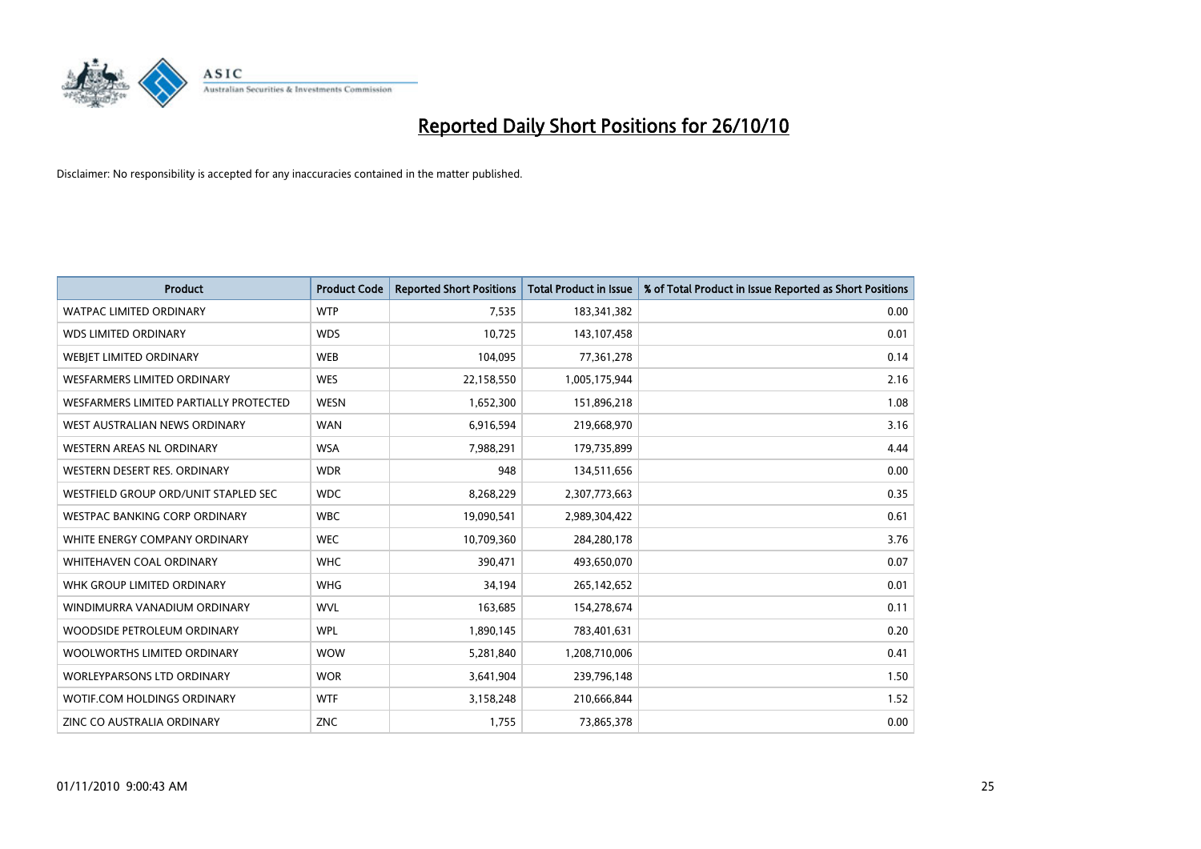# Reported Daily Short Positions for 26/10/10

Disclaimer: No responsibility is accepted for any inaccuracies contained in the matter published.

| Product | Product Code | Reported Short Positions | Total Product in Issue | % of Total Product in Issue Reported as Short Positions |
|---|---|---|---|---|
| WATPAC LIMITED ORDINARY | WTP | 7,535 | 183,341,382 | 0.00 |
| WDS LIMITED ORDINARY | WDS | 10,725 | 143,107,458 | 0.01 |
| WEBJET LIMITED ORDINARY | WEB | 104,095 | 77,361,278 | 0.14 |
| WESFARMERS LIMITED ORDINARY | WES | 22,158,550 | 1,005,175,944 | 2.16 |
| WESFARMERS LIMITED PARTIALLY PROTECTED | WESN | 1,652,300 | 151,896,218 | 1.08 |
| WEST AUSTRALIAN NEWS ORDINARY | WAN | 6,916,594 | 219,668,970 | 3.16 |
| WESTERN AREAS NL ORDINARY | WSA | 7,988,291 | 179,735,899 | 4.44 |
| WESTERN DESERT RES. ORDINARY | WDR | 948 | 134,511,656 | 0.00 |
| WESTFIELD GROUP ORD/UNIT STAPLED SEC | WDC | 8,268,229 | 2,307,773,663 | 0.35 |
| WESTPAC BANKING CORP ORDINARY | WBC | 19,090,541 | 2,989,304,422 | 0.61 |
| WHITE ENERGY COMPANY ORDINARY | WEC | 10,709,360 | 284,280,178 | 3.76 |
| WHITEHAVEN COAL ORDINARY | WHC | 390,471 | 493,650,070 | 0.07 |
| WHK GROUP LIMITED ORDINARY | WHG | 34,194 | 265,142,652 | 0.01 |
| WINDIMURRA VANADIUM ORDINARY | WVL | 163,685 | 154,278,674 | 0.11 |
| WOODSIDE PETROLEUM ORDINARY | WPL | 1,890,145 | 783,401,631 | 0.20 |
| WOOLWORTHS LIMITED ORDINARY | WOW | 5,281,840 | 1,208,710,006 | 0.41 |
| WORLEYPARSONS LTD ORDINARY | WOR | 3,641,904 | 239,796,148 | 1.50 |
| WOTIF.COM HOLDINGS ORDINARY | WTF | 3,158,248 | 210,666,844 | 1.52 |
| ZINC CO AUSTRALIA ORDINARY | ZNC | 1,755 | 73,865,378 | 0.00 |

01/11/2010 9:00:43 AM